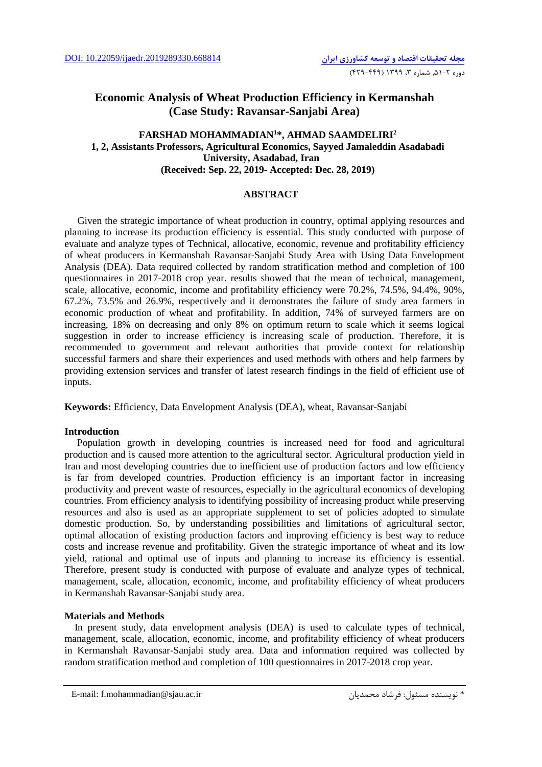DOI: 10.22059/ijaedr.2019289330.668814

# Economic Analysis of Wheat Production Efficiency in Kermanshah (Case Study: Ravansar-Sanjabi Area)

**FARSHAD MOHAMMADIAN[1]*, AHMAD SAAMDELIRI[2]**
**1, 2, Assistants Professors, Agricultural Economics, Sayyed Jamaleddin Asadabadi University, Asadabad, Iran**
**(Received: Sep. 22, 2019- Accepted: Dec. 28, 2019)**

## ABSTRACT

Given the strategic importance of wheat production in country, optimal applying resources and planning to increase its production efficiency is essential. This study conducted with purpose of evaluate and analyze types of Technical, allocative, economic, revenue and profitability efficiency of wheat producers in Kermanshah Ravansar-Sanjabi Study Area with Using Data Envelopment Analysis (DEA). Data required collected by random stratification method and completion of 100 questionnaires in 2017-2018 crop year. results showed that the mean of technical, management, scale, allocative, economic, income and profitability efficiency were 70.2%, 74.5%, 94.4%, 90%, 67.2%, 73.5% and 26.9%, respectively and it demonstrates the failure of study area farmers in economic production of wheat and profitability. In addition, 74% of surveyed farmers are on increasing, 18% on decreasing and only 8% on optimum return to scale which it seems logical suggestion in order to increase efficiency is increasing scale of production. Therefore, it is recommended to government and relevant authorities that provide context for relationship successful farmers and share their experiences and used methods with others and help farmers by providing extension services and transfer of latest research findings in the field of efficient use of inputs.

**Keywords:** Efficiency, Data Envelopment Analysis (DEA), wheat, Ravansar-Sanjabi

### Introduction

Population growth in developing countries is increased need for food and agricultural production and is caused more attention to the agricultural sector. Agricultural production yield in Iran and most developing countries due to inefficient use of production factors and low efficiency is far from developed countries. Production efficiency is an important factor in increasing productivity and prevent waste of resources, especially in the agricultural economics of developing countries. From efficiency analysis to identifying possibility of increasing product while preserving resources and also is used as an appropriate supplement to set of policies adopted to simulate domestic production. So, by understanding possibilities and limitations of agricultural sector, optimal allocation of existing production factors and improving efficiency is best way to reduce costs and increase revenue and profitability. Given the strategic importance of wheat and its low yield, rational and optimal use of inputs and planning to increase its efficiency is essential. Therefore, present study is conducted with purpose of evaluate and analyze types of technical, management, scale, allocation, economic, income, and profitability efficiency of wheat producers in Kermanshah Ravansar-Sanjabi study area.

### Materials and Methods

In present study, data envelopment analysis (DEA) is used to calculate types of technical, management, scale, allocation, economic, income, and profitability efficiency of wheat producers in Kermanshah Ravansar-Sanjabi study area. Data and information required was collected by random stratification method and completion of 100 questionnaires in 2017-2018 crop year.

---

E-mail: f.mohammadian@sjau.ac.ir

* نویسنده مسئول: فرشاد محمدیان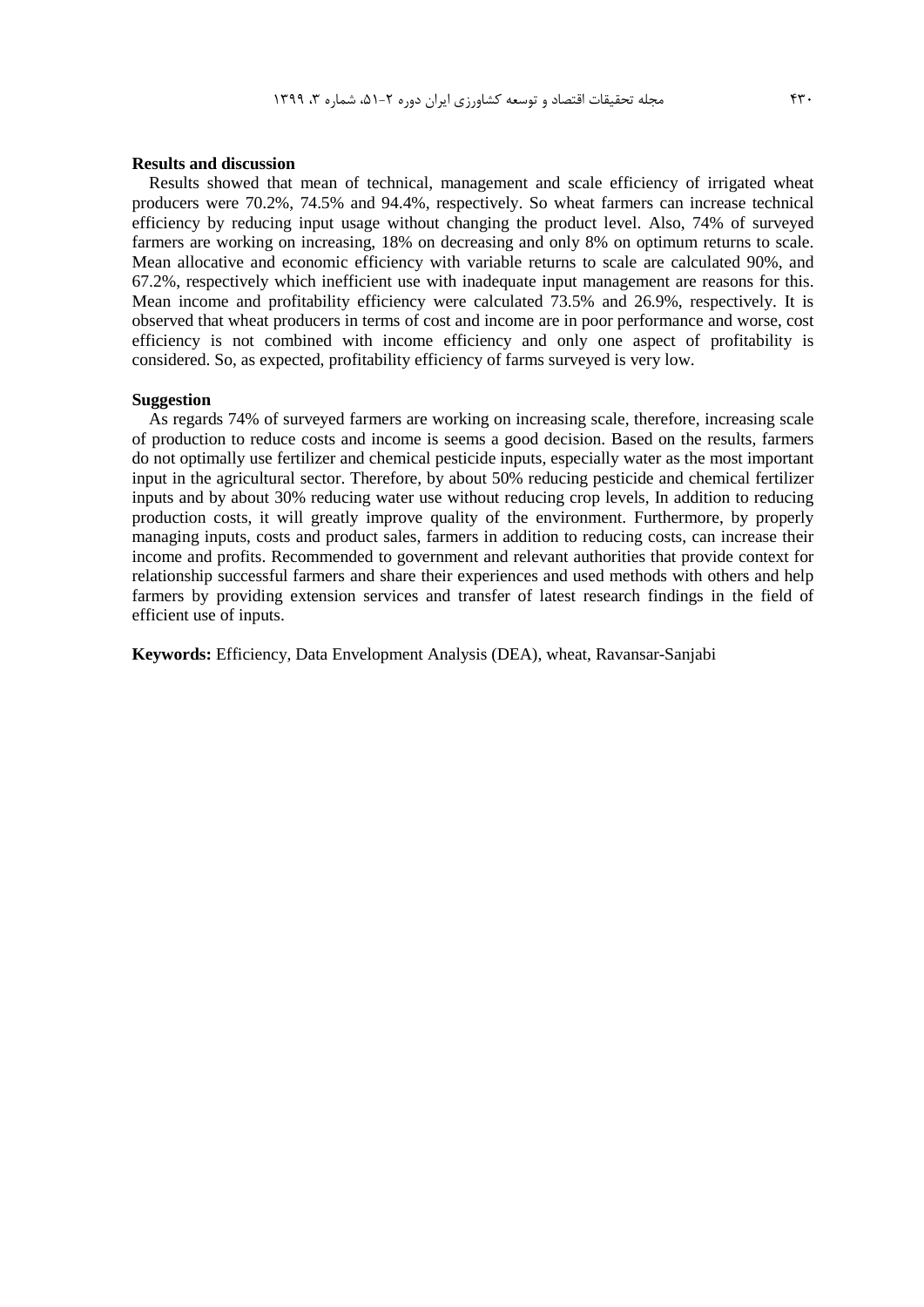**Results and discussion**

Results showed that mean of technical, management and scale efficiency of irrigated wheat producers were 70.2%, 74.5% and 94.4%, respectively. So wheat farmers can increase technical efficiency by reducing input usage without changing the product level. Also, 74% of surveyed farmers are working on increasing, 18% on decreasing and only 8% on optimum returns to scale. Mean allocative and economic efficiency with variable returns to scale are calculated 90%, and 67.2%, respectively which inefficient use with inadequate input management are reasons for this. Mean income and profitability efficiency were calculated 73.5% and 26.9%, respectively. It is observed that wheat producers in terms of cost and income are in poor performance and worse, cost efficiency is not combined with income efficiency and only one aspect of profitability is considered. So, as expected, profitability efficiency of farms surveyed is very low.

**Suggestion**

As regards 74% of surveyed farmers are working on increasing scale, therefore, increasing scale of production to reduce costs and income is seems a good decision. Based on the results, farmers do not optimally use fertilizer and chemical pesticide inputs, especially water as the most important input in the agricultural sector. Therefore, by about 50% reducing pesticide and chemical fertilizer inputs and by about 30% reducing water use without reducing crop levels, In addition to reducing production costs, it will greatly improve quality of the environment. Furthermore, by properly managing inputs, costs and product sales, farmers in addition to reducing costs, can increase their income and profits. Recommended to government and relevant authorities that provide context for relationship successful farmers and share their experiences and used methods with others and help farmers by providing extension services and transfer of latest research findings in the field of efficient use of inputs.

**Keywords:** Efficiency, Data Envelopment Analysis (DEA), wheat, Ravansar-Sanjabi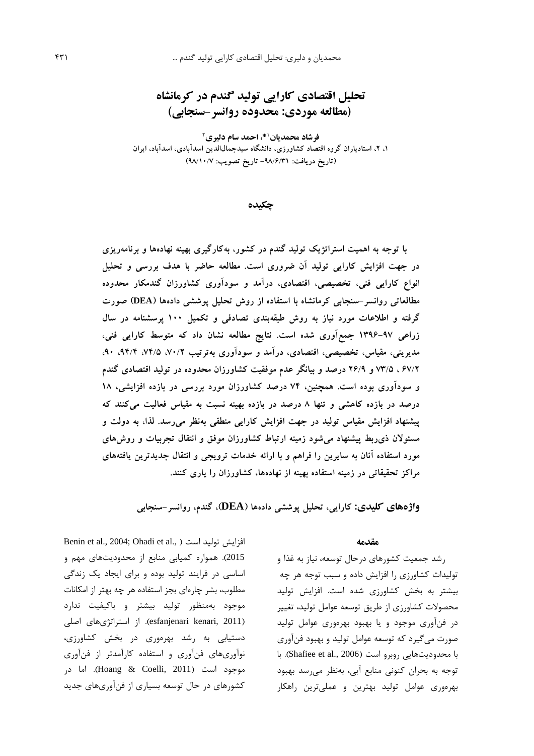# تحلیل اقتصادی کارایی تولید گندم در کرمانشاه
## (مطالعه موردی: محدوده روانسر-سنجابی)

**فرشاد محمدیان[1]*، احمد سام دلیری[2]**

۱، ۲، استادیاران گروه اقتصاد کشاورزی، دانشگاه سیدجمال‌الدین اسدآبادی، اسدآباد، ایران

(تاریخ دریافت: ۹۸/۶/۳۱- تاریخ تصویب: ۹۸/۱۰/۷)

## چکیده

**با توجه به اهمیت استراتژیک تولید گندم در کشور، به‌کارگیری بهینه نهاده‌ها و برنامه‌ریزی در جهت افزایش کارایی تولید آن ضروری است. مطالعه حاضر با هدف بررسی و تحلیل انواع کارایی فنی، تخصیصی، اقتصادی، درآمد و سودآوری کشاورزان گندمکار محدوده مطالعاتی روانسر-سنجابی کرمانشاه با استفاده از روش تحلیل پوششی داده‌ها (DEA) صورت گرفته و اطلاعات مورد نیاز به روش طبقه‌بندی تصادفی و تکمیل ۱۰۰ پرسشنامه در سال زراعی ۹۷-۱۳۹۶ جمع‌آوری شده است. نتایج مطالعه نشان داد که متوسط کارایی فنی، مدیریتی، مقیاس، تخصیصی، اقتصادی، درآمد و سودآوری به‌ترتیب ۷۰/۲، ۷۴/۵، ۹۴/۴، ۹۰، ۶۷/۲ ، ۷۳/۵ و ۲۶/۹ درصد و بیانگر عدم موفقیت کشاورزان محدوده در تولید اقتصادی گندم و سودآوری بوده است. همچنین، ۷۴ درصد کشاورزان مورد بررسی در بازده افزایشی، ۱۸ درصد در بازده کاهشی و تنها ۸ درصد در بازده بهینه نسبت به مقیاس فعالیت می‌کنند که پیشنهاد افزایش مقیاس تولید در جهت افزایش کارایی منطقی به‌نظر می‌رسد. لذا، به دولت و مسئولان ذی‌ربط پیشنهاد می‌شود زمینه ارتباط کشاورزان موفق و انتقال تجربیات و روش‌های مورد استفاده آنان به سایرین را فراهم و با ارائه خدمات ترویجی و انتقال جدیدترین یافته‌های مراکز تحقیقاتی در زمینه استفاده بهینه از نهاده‌ها، کشاورزان را یاری کنند.**

**واژه‌های کلیدی:** کارایی، تحلیل پوششی داده‌ها (DEA)، گندم، روانسر-سنجابی

### مقدمه

رشد جمعیت کشورهای درحال توسعه، نیاز به غذا و تولیدات کشاورزی را افزایش داده و سبب توجه هر چه بیشتر به بخش کشاورزی شده است. افزایش تولید محصولات کشاورزی از طریق توسعه عوامل تولید، تغییر در فن‌آوری موجود و یا بهبود بهره‌وری عوامل تولید صورت می‌گیرد که توسعه عوامل تولید و بهبود فن‌آوری با محدودیت‌هایی روبرو است (Shafiee et al., 2006). با توجه به بحران کنونی منابع آبی، به‌نظر می‌رسد بهبود بهره‌وری عوامل تولید بهترین و عملی‌ترین راهکار افزایش تولید است (Benin et al., 2004; Ohadi et al., 2015). همواره کمیابی منابع از محدودیت‌های مهم و اساسی در فرایند تولید بوده و برای ایجاد یک زندگی مطلوب، بشر چاره‌ای بجز استفاده هر چه بهتر از امکانات موجود به‌منظور تولید بیشتر و باکیفیت ندارد (esfanjenari kenari, 2011). از استراتژی‌های اصلی دستیابی به رشد بهره‌وری در بخش کشاورزی، نوآوری‌های فن‌آوری و استفاده کارآمدتر از فن‌آوری موجود است (Hoang & Coelli, 2011). اما در کشورهای در حال توسعه بسیاری از فن‌آوری‌های جدید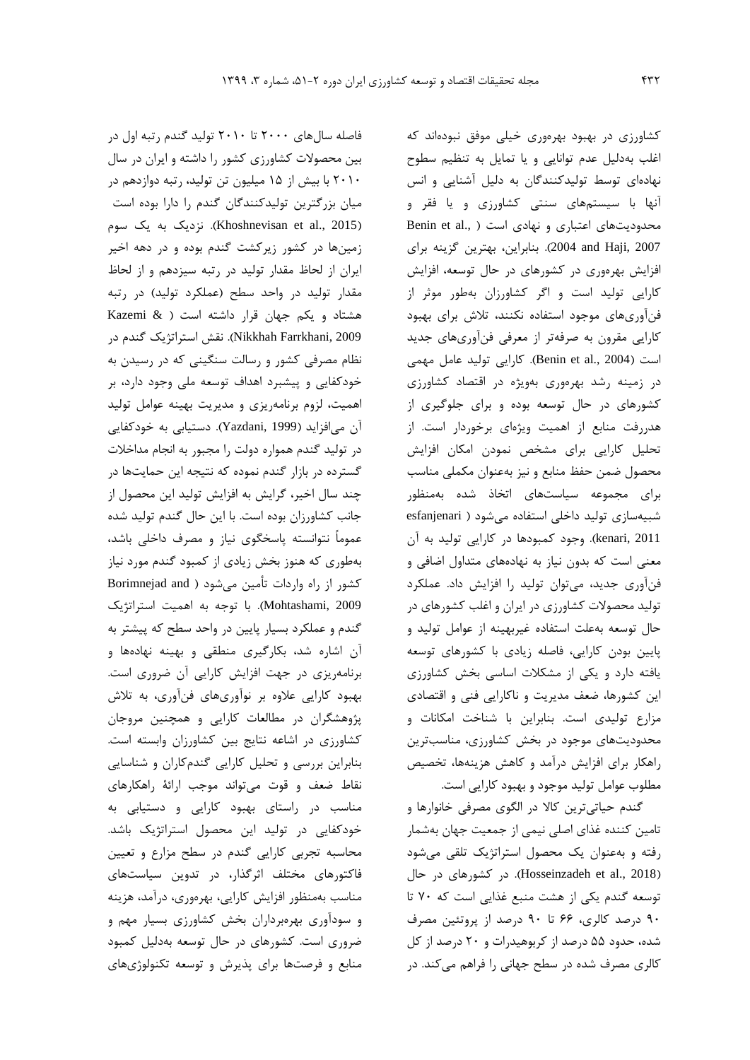کشاورزی در بهبود بهره‌وری خیلی موفق نبوده‌اند که اغلب به‌دلیل عدم توانایی و یا تمایل به تنظیم سطوح نهاده‌ای توسط تولیدکنندگان به دلیل آشنایی و انس آنها با سیستم‌های سنتی کشاورزی و یا فقر و محدودیت‌های اعتباری و نهادی است (Benin et al., 2004 and Haji, 2007). بنابراین، بهترین گزینه برای افزایش بهره‌وری در کشورهای در حال توسعه، افزایش کارایی تولید است و اگر کشاورزان به‌طور موثر از فن‌آوری‌های موجود استفاده نکنند، تلاش برای بهبود کارایی مقرون به صرفه‌تر از معرفی فن‌آوری‌های جدید است (Benin et al., 2004). کارایی تولید عامل مهمی در زمینه رشد بهره‌وری به‌ویژه در اقتصاد کشاورزی کشورهای در حال توسعه بوده و برای جلوگیری از هدررفت منابع از اهمیت ویژه‌ای برخوردار است. از تحلیل کارایی برای مشخص نمودن امکان افزایش محصول ضمن حفظ منابع و نیز به‌عنوان مکملی مناسب برای مجموعه سیاست‌های اتخاذ شده به‌منظور شبیه‌سازی تولید داخلی استفاده می‌شود (esfanjenari kenari, 2011). وجود کمبودها در کارایی تولید به آن معنی است که بدون نیاز به نهاده‌های متداول اضافی و فن‌آوری جدید، می‌توان تولید را افزایش داد. عملکرد تولید محصولات کشاورزی در ایران و اغلب کشورهای در حال توسعه به‌علت استفاده غیربهینه از عوامل تولید و پایین بودن کارایی، فاصله زیادی با کشورهای توسعه یافته دارد و یکی از مشکلات اساسی بخش کشاورزی این کشورها، ضعف مدیریت و ناکارایی فنی و اقتصادی مزارع تولیدی است. بنابراین با شناخت امکانات و محدودیت‌های موجود در بخش کشاورزی، مناسب‌ترین راهکار برای افزایش درآمد و کاهش هزینه‌ها، تخصیص مطلوب عوامل تولید موجود و بهبود کارایی است.

گندم حیاتی‌ترین کالا در الگوی مصرفی خانوارها و تامین کننده غذای اصلی نیمی از جمعیت جهان به‌شمار رفته و به‌عنوان یک محصول استراتژیک تلقی می‌شود (Hosseinzadeh et al., 2018). در کشورهای در حال توسعه گندم یکی از هشت منبع غذایی است که ۷۰ تا ۹۰ درصد کالری، ۶۶ تا ۹۰ درصد از پروتئین مصرف شده، حدود ۵۵ درصد از کربوهیدرات و ۲۰ درصد از کل کالری مصرف شده در سطح جهانی را فراهم می‌کند. در فاصله سال‌های ۲۰۰۰ تا ۲۰۱۰ تولید گندم رتبه اول در بین محصولات کشاورزی کشور را داشته و ایران در سال ۲۰۱۰ با بیش از ۱۵ میلیون تن تولید، رتبه دوازدهم در میان بزرگترین تولیدکنندگان گندم را دارا بوده است (Khoshnevisan et al., 2015). نزدیک به یک سوم زمین‌ها در کشور زیرکشت گندم بوده و در دهه اخیر ایران از لحاظ مقدار تولید در رتبه سیزدهم و از لحاظ مقدار تولید در واحد سطح (عملکرد تولید) در رتبه هشتاد و یکم جهان قرار داشته است (Kazemi & Nikkhah Farrkhani, 2009). نقش استراتژیک گندم در نظام مصرفی کشور و رسالت سنگینی که در رسیدن به خودکفایی و پیشبرد اهداف توسعه ملی وجود دارد، بر اهمیت، لزوم برنامه‌ریزی و مدیریت بهینه عوامل تولید آن می‌افزاید (Yazdani, 1999). دستیابی به خودکفایی در تولید گندم همواره دولت را مجبور به انجام مداخلات گسترده در بازار گندم نموده که نتیجه این حمایت‌ها در چند سال اخیر، گرایش به افزایش تولید این محصول از جانب کشاورزان بوده است. با این حال گندم تولید شده عموماً نتوانسته پاسخگوی نیاز و مصرف داخلی باشد، به‌طوری که هنوز بخش زیادی از کمبود گندم مورد نیاز کشور از راه واردات تأمین می‌شود (Borimnejad and Mohtashami, 2009). با توجه به اهمیت استراتژیک گندم و عملکرد بسیار پایین در واحد سطح که پیشتر به آن اشاره شد، بکارگیری منطقی و بهینه نهاده‌ها و برنامه‌ریزی در جهت افزایش کارایی آن ضروری است. بهبود کارایی علاوه بر نوآوری‌های فن‌آوری، به تلاش پژوهشگران در مطالعات کارایی و همچنین مروجان کشاورزی در اشاعه نتایج بین کشاورزان وابسته است. بنابراین بررسی و تحلیل کارایی گندم‌کاران و شناسایی نقاط ضعف و قوت می‌تواند موجب ارائهٔ راهکارهای مناسب در راستای بهبود کارایی و دستیابی به خودکفایی در تولید این محصول استراتژیک باشد. محاسبه تجربی کارایی گندم در سطح مزارع و تعیین فاکتورهای مختلف اثرگذار، در تدوین سیاست‌های مناسب به‌منظور افزایش کارایی، بهره‌وری، درآمد، هزینه و سودآوری بهره‌برداران بخش کشاورزی بسیار مهم و ضروری است. کشورهای در حال توسعه به‌دلیل کمبود منابع و فرصت‌ها برای پذیرش و توسعه تکنولوژی‌های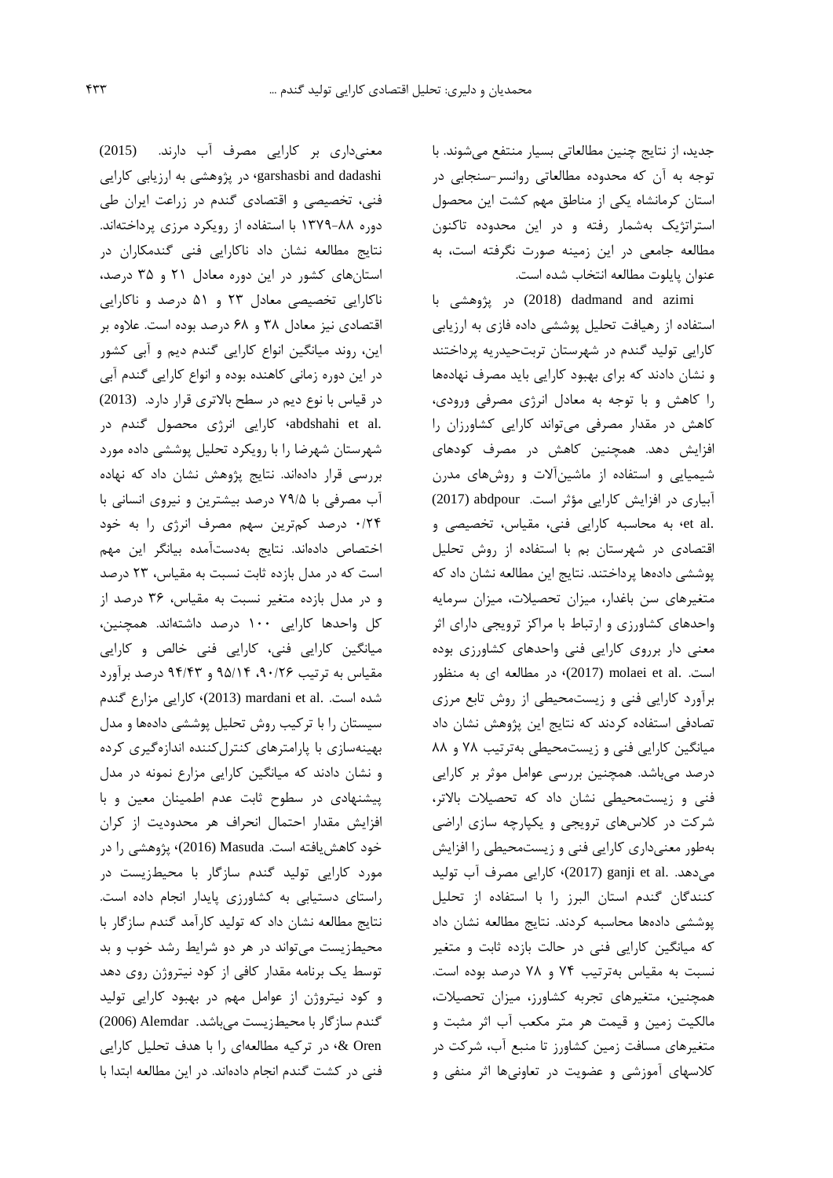جدید، از نتایج چنین مطالعاتی بسیار منتفع می‌شوند. با توجه به آن که محدوده مطالعاتی روانسر-سنجابی در استان کرمانشاه یکی از مناطق مهم کشت این محصول استراتژیک به‌شمار رفته و در این محدوده تاکنون مطالعه جامعی در این زمینه صورت نگرفته است، به عنوان پایلوت مطالعه انتخاب شده است.

dadmand and azimi (2018) در پژوهشی با استفاده از رهیافت تحلیل پوششی داده فازی به ارزیابی کارایی تولید گندم در شهرستان تربت‌حیدریه پرداختند و نشان دادند که برای بهبود کارایی باید مصرف نهاده‌ها را کاهش و با توجه به معادل انرژی مصرفی ورودی، کاهش در مقدار مصرفی می‌تواند کارایی کشاورزان را افزایش دهد. همچنین کاهش در مصرف کودهای شیمیایی و استفاده از ماشین‌آلات و روش‌های مدرن آبیاری در افزایش کارایی مؤثر است. abdpour et al. (2017)، به محاسبه کارایی فنی، مقیاس، تخصیصی و اقتصادی در شهرستان بم با استفاده از روش تحلیل پوششی داده‌ها پرداختند. نتایج این مطالعه نشان داد که متغیرهای سن باغدار، میزان تحصیلات، میزان سرمایه واحدهای کشاورزی و ارتباط با مراکز ترویجی دارای اثر معنی دار برروی کارایی فنی واحدهای کشاورزی بوده است. molaei et al. (2017)، در مطالعه ای به منظور برآورد کارایی فنی و زیست‌محیطی از روش تابع مرزی تصادفی استفاده کردند که نتایج این پژوهش نشان داد میانگین کارایی فنی و زیست‌محیطی به‌ترتیب ۷۸ و ۸۸ درصد می‌باشد. همچنین بررسی عوامل موثر بر کارایی فنی و زیست‌محیطی نشان داد که تحصیلات بالاتر، شرکت در کلاس‌های ترویجی و یکپارچه سازی اراضی به‌طور معنی‌داری کارایی فنی و زیست‌محیطی را افزایش می‌دهد. ganji et al. (2017)، کارایی مصرف آب تولید کنندگان گندم استان البرز را با استفاده از تحلیل پوششی داده‌ها محاسبه کردند. نتایج مطالعه نشان داد که میانگین کارایی فنی در حالت بازده ثابت و متغیر نسبت به مقیاس به‌ترتیب ۷۴ و ۷۸ درصد بوده است. همچنین، متغیرهای تجربه کشاورز، میزان تحصیلات، مالکیت زمین و قیمت هر متر مکعب آب اثر مثبت و متغیرهای مسافت زمین کشاورز تا منبع آب، شرکت در کلاسهای آموزشی و عضویت در تعاونی‌ها اثر منفی و معنی‌داری بر کارایی مصرف آب دارند. garshasbi and dadashi (2015)، در پژوهشی به ارزیابی کارایی فنی، تخصیصی و اقتصادی گندم در زراعت ایران طی دوره ۸۸-۱۳۷۹ با استفاده از رویکرد مرزی پرداخته‌اند. نتایج مطالعه نشان داد ناکارایی فنی گندمکاران در استان‌های کشور در این دوره معادل ۲۱ و ۳۵ درصد، ناکارایی تخصیصی معادل ۲۳ و ۵۱ درصد و ناکارایی اقتصادی نیز معادل ۳۸ و ۶۸ درصد بوده است. علاوه بر این، روند میانگین انواع کارایی گندم دیم و آبی کشور در این دوره زمانی کاهنده بوده و انواع کارایی گندم آبی در قیاس با نوع دیم در سطح بالاتری قرار دارد. abdshahi et al. (2013)، کارایی انرژی محصول گندم در شهرستان شهرضا را با رویکرد تحلیل پوششی داده مورد بررسی قرار داده‌اند. نتایج پژوهش نشان داد که نهاده آب مصرفی با ۷۹/۵ درصد بیشترین و نیروی انسانی با ۰/۲۴ درصد کم‌ترین سهم مصرف انرژی را به خود اختصاص داده‌اند. نتایج به‌دست‌آمده بیانگر این مهم است که در مدل بازده ثابت نسبت به مقیاس، ۲۳ درصد و در مدل بازده متغیر نسبت به مقیاس، ۳۶ درصد از کل واحدها کارایی ۱۰۰ درصد داشته‌اند. همچنین، میانگین کارایی فنی، کارایی فنی خالص و کارایی مقیاس به ترتیب ۹۰/۲۶، ۹۵/۱۴ و ۹۴/۴۳ درصد برآورد شده است. mardani et al. (2013)، کارایی مزارع گندم سیستان را با ترکیب روش تحلیل پوششی داده‌ها و مدل بهینه‌سازی با پارامترهای کنترل‌کننده اندازه‌گیری کرده و نشان دادند که میانگین کارایی مزارع نمونه در مدل پیشنهادی در سطوح ثابت عدم اطمینان معین و با افزایش مقدار احتمال انحراف هر محدودیت از کران خود کاهش‌یافته است. Masuda (2016)، پژوهشی را در مورد کارایی تولید گندم سازگار با محیط‌زیست در راستای دستیابی به کشاورزی پایدار انجام داده است. نتایج مطالعه نشان داد که تولید کارآمد گندم سازگار با محیط‌زیست می‌تواند در هر دو شرایط رشد خوب و بد توسط یک برنامه مقدار کافی از کود نیتروژن روی دهد و کود نیتروژن از عوامل مهم در بهبود کارایی تولید گندم سازگار با محیط‌زیست می‌باشد. Alemdar & Oren (2006)، در ترکیه مطالعه‌ای را با هدف تحلیل کارایی فنی در کشت گندم انجام داده‌اند. در این مطالعه ابتدا با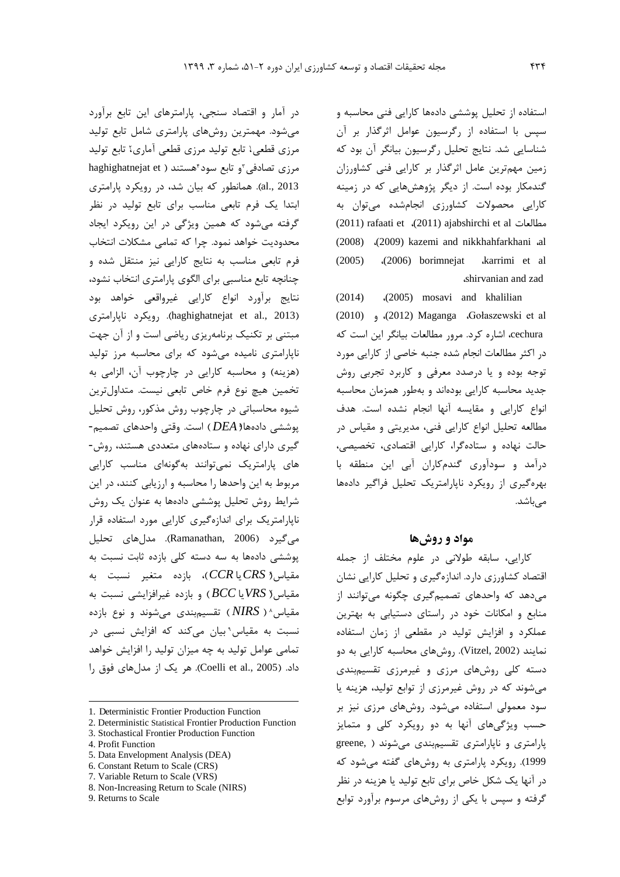استفاده از تحلیل پوششی داده‌ها کارایی فنی محاسبه و سپس با استفاده از رگرسیون عوامل اثرگذار بر آن شناسایی شد. نتایج تحلیل رگرسیون بیانگر آن بود که زمین مهم‌ترین عامل اثرگذار بر کارایی فنی کشاورزان گندمکار بوده است. از دیگر پژوهش‌هایی که در زمینه کارایی محصولات کشاورزی انجام‌شده می‌توان به مطالعات ajabshirchi et al (2011)، rafaati et al، (2011)، kazemi and nikkhahfarkhani (2009)، (2008)، karrimi et al، borimnejat (2006)، (2005)، shirvanian and zad، mosavi and khalilian (2005)، (2014)، Gołaszewski et al، Maganga (2012)، و (2010) cechura، اشاره کرد. مرور مطالعات بیانگر این است که در اکثر مطالعات انجام شده جنبه خاصی از کارایی مورد توجه بوده و یا درصدد معرفی و کاربرد تجربی روش جدید محاسبه کارایی بوده‌اند و به‌طور همزمان محاسبه انواع کارایی و مقایسه آنها انجام نشده است. هدف مطالعه تحلیل انواع کارایی فنی، مدیریتی و مقیاس در حالت نهاده و ستاده‌گرا، کارایی اقتصادی، تخصیصی، درآمد و سودآوری گندمکاران آبی این منطقه با بهره‌گیری از رویکرد ناپارامتریک تحلیل فراگیر داده‌ها می‌باشد.

## مواد و روش‌ها

کارایی، سابقه طولانی در علوم مختلف از جمله اقتصاد کشاورزی دارد. اندازه‌گیری و تحلیل کارایی نشان می‌دهد که واحدهای تصمیم‌گیری چگونه می‌توانند از منابع و امکانات خود در راستای دستیابی به بهترین عملکرد و افزایش تولید در مقطعی از زمان استفاده نمایند (Vitzel, 2002). روش‌های محاسبه کارایی به دو دسته کلی روش‌های مرزی و غیرمرزی تقسیم‌بندی می‌شوند که در روش غیرمرزی از توابع تولید، هزینه یا سود معمولی استفاده می‌شود. روش‌های مرزی نیز بر حسب ویژگی‌های آنها به دو رویکرد کلی و متمایز پارامتری و ناپارامتری تقسیم‌بندی می‌شوند ( greene, 1999). رویکرد پارامتری به روش‌های گفته می‌شود که در آنها یک شکل خاص برای تابع تولید یا هزینه در نظر گرفته و سپس با یکی از روش‌های مرسوم برآورد توابع در آمار و اقتصاد سنجی، پارامترهای این تابع برآورد می‌شود. مهمترین روش‌های پارامتری شامل تابع تولید مرزی قطعی[1]؛ تابع تولید مرزی قطعی آماری[2]؛ تابع تولید مرزی تصادفی[3] و تابع سود[4] هستند ( haghighatnejat et al., 2013). همانطور که بیان شد، در رویکرد پارامتری ابتدا یک فرم تابعی مناسب برای تابع تولید در نظر گرفته می‌شود که همین ویژگی در این رویکرد ایجاد محدودیت خواهد نمود. چرا که تمامی مشکلات انتخاب فرم تابعی مناسب به نتایج کارایی نیز منتقل شده و چنانچه تابع مناسبی برای الگوی پارامتری انتخاب نشود، نتایج برآورد انواع کارایی غیرواقعی خواهد بود (haghighatnejat et al., 2013). رویکرد ناپارامتری مبتنی بر تکنیک برنامه‌ریزی ریاضی است و از آن جهت ناپارامتری نامیده می‌شود که برای محاسبه مرز تولید (هزینه) و محاسبه کارایی در چارچوب آن، الزامی به تخمین هیچ نوع فرم خاص تابعی نیست. متداول‌ترین شیوه محاسباتی در چارچوب روش مذکور، روش تحلیل پوششی داده‌ها[5] ( $DEA$ ) است. وقتی واحدهای تصمیم‌گیری دارای نهاده و ستاده‌های متعددی هستند، روش‌های پارامتریک نمی‌توانند به‌گونه‌ای مناسب کارایی مربوط به این واحدها را محاسبه و ارزیابی کنند، در این شرایط روش تحلیل پوششی داده‌ها به عنوان یک روش ناپارامتریک برای اندازه‌گیری کارایی مورد استفاده قرار می‌گیرد (Ramanathan, 2006). مدل‌های تحلیل پوششی داده‌ها به سه دسته کلی بازده ثابت نسبت به مقیاس[6] ( $CRS$ یا $CCR$ )، بازده متغیر نسبت به مقیاس[7] ( $VRS$ یا $BCC$ ) و بازده غیرافزایشی نسبت به مقیاس[8] ( $NIRS$ ) تقسیم‌بندی می‌شوند و نوع بازده نسبت به مقیاس[9] بیان می‌کند که افزایش نسبی در تمامی عوامل تولید به چه میزان تولید را افزایش خواهد داد. (Coelli et al., 2005). هر یک از مدل‌های فوق را

---

1. Deterministic Frontier Production Function
2. Deterministic Statistical Frontier Production Function
3. Stochastical Frontier Production Function
4. Profit Function
5. Data Envelopment Analysis (DEA)
6. Constant Return to Scale (CRS)
7. Variable Return to Scale (VRS)
8. Non-Increasing Return to Scale (NIRS)
9. Returns to Scale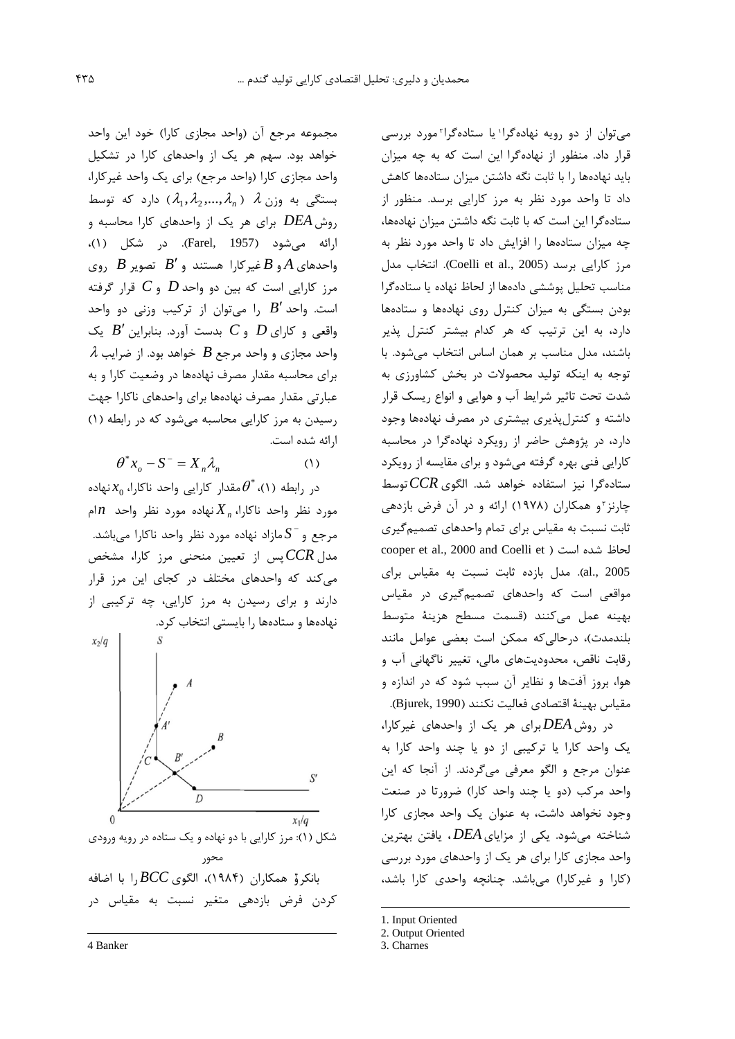می‌توان از دو رویه نهاده‌گرا[1] یا ستاده‌گرا[2] مورد بررسی قرار داد. منظور از نهاده‌گرا این است که به چه میزان باید نهاده‌ها را با ثابت نگه داشتن میزان ستاده‌ها کاهش داد تا واحد مورد نظر به مرز کارایی برسد. منظور از ستاده‌گرا این است که با ثابت نگه داشتن میزان نهاده‌ها، چه میزان ستاده‌ها را افزایش داد تا واحد مورد نظر به مرز کارایی برسد (Coelli et al., 2005). انتخاب مدل مناسب تحلیل پوششی داده‌ها از لحاظ نهاده یا ستاده‌گرا بودن بستگی به میزان کنترل روی نهاده‌ها و ستاده‌ها دارد، به این ترتیب که هر کدام بیشتر کنترل پذیر باشند، مدل مناسب بر همان اساس انتخاب می‌شود. با توجه به اینکه تولید محصولات در بخش کشاورزی به شدت تحت تاثیر شرایط آب و هوایی و انواع ریسک قرار داشته و کنترل‌پذیری بیشتری در مصرف نهاده‌ها وجود دارد، در پژوهش حاضر از رویکرد نهاده‌گرا در محاسبه کارایی فنی بهره گرفته می‌شود و برای مقایسه از رویکرد ستاده‌گرا نیز استفاده خواهد شد. الگوی $CCR$ توسط چارنز[3] و همکاران (۱۹۷۸) ارائه و در آن فرض بازدهی ثابت نسبت به مقیاس برای تمام واحدهای تصمیم‌گیری لحاظ شده است (cooper et al., 2000 and Coelli et al., 2005). مدل بازده ثابت نسبت به مقیاس برای مواقعی است که واحدهای تصمیم‌گیری در مقیاس بهینه عمل می‌کنند (قسمت مسطح هزینهٔ متوسط بلندمدت)، درحالی‌که ممکن است بعضی عوامل مانند رقابت ناقص، محدودیت‌های مالی، تغییر ناگهانی آب و هوا، بروز آفت‌ها و نظایر آن سبب شود که در اندازه و مقیاس بهینهٔ اقتصادی فعالیت نکنند (Bjurek, 1990).

در روش $DEA$ برای هر یک از واحدهای غیرکارا، یک واحد کارا یا ترکیبی از دو یا چند واحد کارا به عنوان مرجع و الگو معرفی می‌گردند. از آنجا که این واحد مرکب (دو یا چند واحد کارا) ضرورتا در صنعت وجود نخواهد داشت، به عنوان یک واحد مجازی کارا شناخته می‌شود. یکی از مزایای $DEA$، یافتن بهترین واحد مجازی کارا برای هر یک از واحدهای مورد بررسی (کارا و غیرکارا) می‌باشد. چنانچه واحدی کارا باشد، مجموعه مرجع آن (واحد مجازی کارا) خود این واحد خواهد بود. سهم هر یک از واحدهای کارا در تشکیل واحد مجازی کارا (واحد مرجع) برای یک واحد غیرکارا، بستگی به وزن $\lambda$ ($\lambda_1, \lambda_2, ..., \lambda_n$) دارد که توسط روش $DEA$ برای هر یک از واحدهای کارا محاسبه و ارائه می‌شود (Farel, 1957). در شکل (۱)، واحدهای $A$ و $B$ غیرکارا هستند و $B'$ تصویر $B$ روی مرز کارایی است که بین دو واحد $D$ و $C$ قرار گرفته است. واحد $B'$ را می‌توان از ترکیب وزنی دو واحد واقعی و کارای $D$ و $C$ بدست آورد. بنابراین $B'$ یک واحد مجازی و واحد مرجع $B$ خواهد بود. از ضرایب $\lambda$ برای محاسبه مقدار مصرف نهاده‌ها در وضعیت کارا و به عبارتی مقدار مصرف نهاده‌ها برای واحدهای ناکارا جهت رسیدن به مرز کارایی محاسبه می‌شود که در رابطه (۱) ارائه شده است.

$$\theta^* x_o - S^- = X_n \lambda_n \qquad (1)$$

در رابطه (۱)، $\theta^*$ مقدار کارایی واحد ناکارا، $x_0$ نهاده مورد نظر واحد ناکارا، $X_n$ نهاده مورد نظر واحد $n$ ام مرجع و $S^-$ مازاد نهاده مورد نظر واحد ناکارا می‌باشد. مدل $CCR$ پس از تعیین منحنی مرز کارا، مشخص می‌کند که واحدهای مختلف در کجای این مرز قرار دارند و برای رسیدن به مرز کارایی، چه ترکیبی از نهاده‌ها و ستاده‌ها را بایستی انتخاب کرد.

شکل (۱): مرز کارایی با دو نهاده و یک ستاده در رویه ورودی محور

بانکر[4] و همکاران (۱۹۸۴)، الگوی $BCC$ را با اضافه کردن فرض بازدهی متغیر نسبت به مقیاس در

---

1. Input Oriented
2. Output Oriented
3. Charnes
4. Banker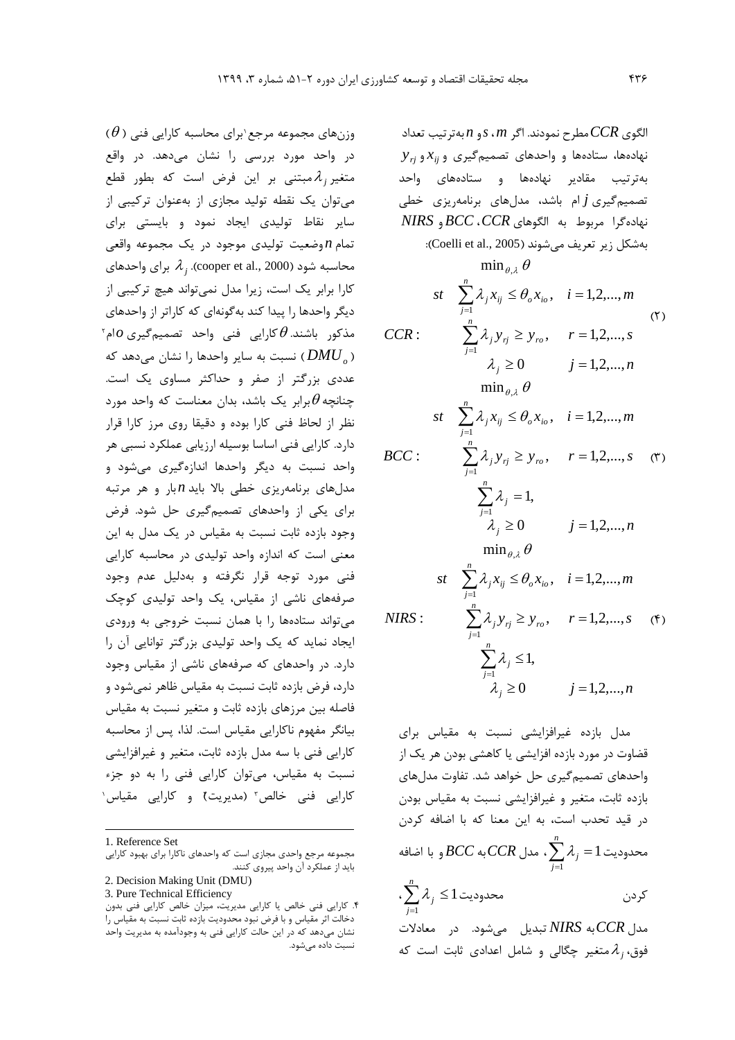الگوی $CCR$ مطرح نمودند. اگر $s$ ،$m$ و $n$ به‌ترتیب تعداد نهاده‌ها، ستاده‌ها و واحدهای تصمیم‌گیری و $x_{ij}$ و $y_{rj}$ به‌ترتیب مقادیر نهاده‌ها و ستاده‌های واحد تصمیم‌گیری $j$ ام باشد، مدل‌های برنامه‌ریزی خطی نهاده‌گرا مربوط به الگوهای $CCR$ ،$BCC$ و $NIRS$ به‌شکل زیر تعریف می‌شوند (Coelli et al., 2005):

$$CCR: \quad \begin{aligned} &\min_{\theta,\lambda} \theta \\ st \quad &\sum_{j=1}^{n} \lambda_j x_{ij} \le \theta_o x_{io}, \quad i = 1,2,...,m \\ &\sum_{j=1}^{n} \lambda_j y_{rj} \ge y_{ro}, \quad r = 1,2,...,s \\ &\lambda_j \ge 0 \qquad j = 1,2,...,n \end{aligned} \tag{2}$$

$$BCC: \quad \begin{aligned} &\min_{\theta,\lambda} \theta \\ st \quad &\sum_{j=1}^{n} \lambda_j x_{ij} \le \theta_o x_{io}, \quad i = 1,2,...,m \\ &\sum_{j=1}^{n} \lambda_j y_{rj} \ge y_{ro}, \quad r = 1,2,...,s \\ &\sum_{j=1}^{n} \lambda_j = 1, \\ &\lambda_j \ge 0 \qquad j = 1,2,...,n \end{aligned} \tag{3}$$

$$NIRS: \quad \begin{aligned} &\min_{\theta,\lambda} \theta \\ st \quad &\sum_{j=1}^{n} \lambda_j x_{ij} \le \theta_o x_{io}, \quad i = 1,2,...,m \\ &\sum_{j=1}^{n} \lambda_j y_{rj} \ge y_{ro}, \quad r = 1,2,...,s \\ &\sum_{j=1}^{n} \lambda_j \le 1, \\ &\lambda_j \ge 0 \qquad j = 1,2,...,n \end{aligned} \tag{4}$$

مدل بازده غیرافزایشی نسبت به مقیاس برای قضاوت در مورد بازده افزایشی یا کاهشی بودن هر یک از واحدهای تصمیم‌گیری حل خواهد شد. تفاوت مدل‌های بازده ثابت، متغیر و غیرافزایشی نسبت به مقیاس بودن در قید تحدب است، به این معنا که با اضافه کردن محدودیت $\sum_{j=1}^{n} \lambda_j = 1$، مدل $CCR$ به $BCC$ و با اضافه کردن محدودیت $\sum_{j=1}^{n} \lambda_j \le 1$، مدل $CCR$ به $NIRS$ تبدیل می‌شود. در معادلات فوق، $\lambda_j$ متغیر چگالی و شامل اعدادی ثابت است که وزن‌های مجموعه مرجع[1] برای محاسبه کارایی فنی ($\theta$) در واحد مورد بررسی را نشان می‌دهد. در واقع متغیر $\lambda_j$ مبتنی بر این فرض است که بطور قطع می‌توان یک نقطه تولید مجازی از به‌عنوان ترکیبی از سایر نقاط تولیدی ایجاد نمود و بایستی برای تمام $n$ وضعیت تولیدی موجود در یک مجموعه واقعی محاسبه شود (cooper et al., 2000). $\lambda_j$ برای واحدهای کارا برابر یک است، زیرا مدل نمی‌تواند هیچ ترکیبی از دیگر واحدها را پیدا کند به‌گونه‌ای که کاراتر از واحدهای مذکور باشند. $\theta$ کارایی فنی واحد تصمیم‌گیری $o$ ام[2] ($DMU_o$) نسبت به سایر واحدها را نشان می‌دهد که عددی بزرگتر از صفر و حداکثر مساوی یک است. چنانچه $\theta$ برابر یک باشد، بدان معناست که واحد مورد نظر از لحاظ فنی کارا بوده و دقیقا روی مرز کارا قرار دارد. کارایی فنی اساسا بوسیله ارزیابی عملکرد نسبی هر واحد نسبت به دیگر واحدها اندازه‌گیری می‌شود و مدل‌های برنامه‌ریزی خطی بالا باید $n$ بار و هر مرتبه برای یکی از واحدهای تصمیم‌گیری حل شود. فرض وجود بازده ثابت نسبت به مقیاس در یک مدل به این معنی است که اندازه واحد تولیدی در محاسبه کارایی فنی مورد توجه قرار نگرفته و به‌دلیل عدم وجود صرفه‌های ناشی از مقیاس، یک واحد تولیدی کوچک می‌تواند ستاده‌ها را با همان نسبت خروجی به ورودی ایجاد نماید که یک واحد تولیدی بزرگتر توانایی آن را دارد. در واحدهای که صرفه‌های ناشی از مقیاس وجود دارد، فرض بازده ثابت نسبت به مقیاس ظاهر نمی‌شود و فاصله بین مرزهای بازده ثابت و متغیر نسبت به مقیاس بیانگر مفهوم ناکارایی مقیاس است. لذا، پس از محاسبه کارایی فنی با سه مدل بازده ثابت، متغیر و غیرافزایشی نسبت به مقیاس، می‌توان کارایی فنی را به دو جزء کارایی فنی خالص[3] (مدیریت[4]) و کارایی مقیاس[1]

---

1. Reference Set

مجموعه مرجع واحدی مجازی است که واحدهای ناکارا برای بهبود کارایی باید از عملکرد آن واحد پیروی کنند.

2. Decision Making Unit (DMU)

3. Pure Technical Efficiency

۴. کارایی فنی خالص یا کارایی مدیریت، میزان خالص کارایی فنی بدون دخالت اثر مقیاس و با فرض نبود محدودیت بازده ثابت نسبت به مقیاس را نشان می‌دهد که در این حالت کارایی فنی به وجودآمده به مدیریت واحد نسبت داده می‌شود.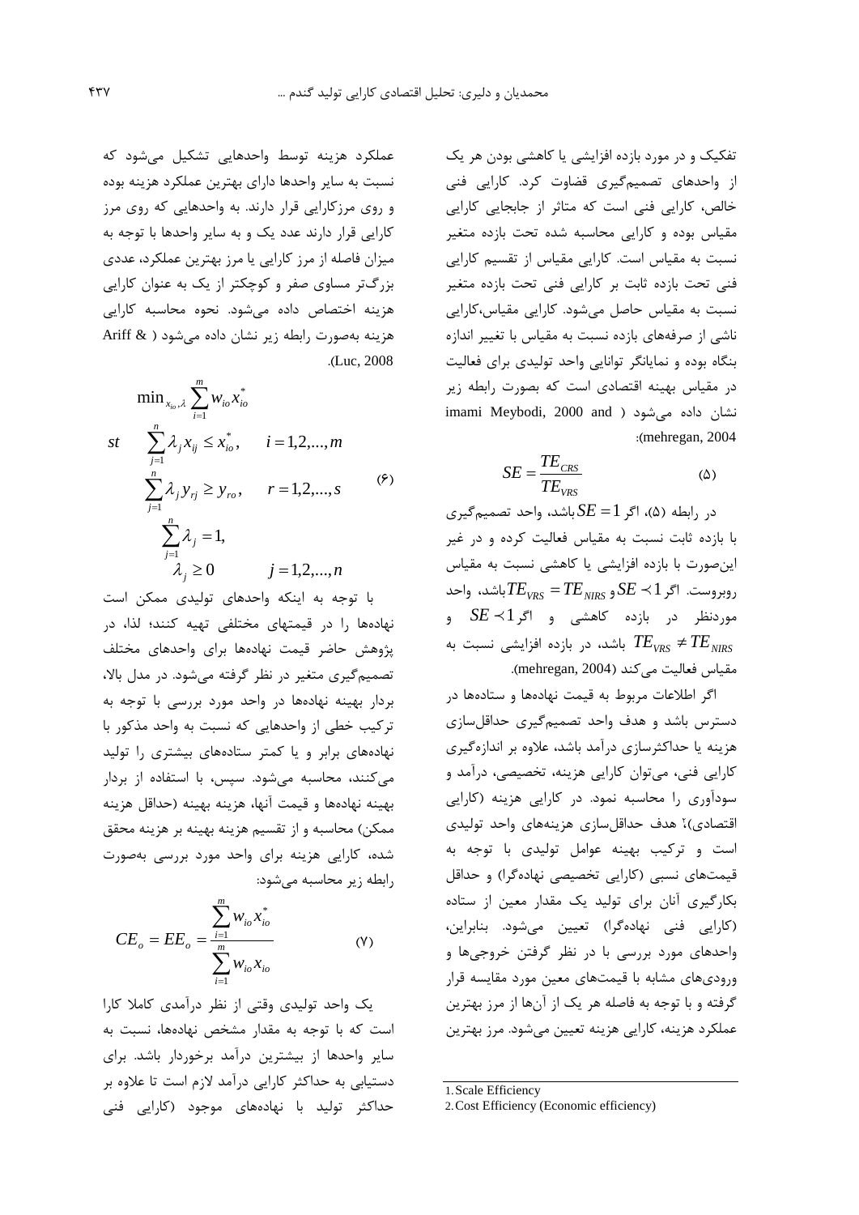تفکیک و در مورد بازده افزایشی یا کاهشی بودن هر یک از واحدهای تصمیم‌گیری قضاوت کرد. کارایی فنی خالص، کارایی فنی است که متاثر از جابجایی کارایی مقیاس بوده و کارایی محاسبه شده تحت بازده متغیر نسبت به مقیاس است. کارایی مقیاس از تقسیم کارایی فنی تحت بازده ثابت بر کارایی فنی تحت بازده متغیر نسبت به مقیاس حاصل می‌شود. کارایی مقیاس،کارایی ناشی از صرفه‌های بازده نسبت به مقیاس با تغییر اندازه بنگاه بوده و نمایانگر توانایی واحد تولیدی برای فعالیت در مقیاس بهینه اقتصادی است که بصورت رابطه زیر نشان داده می‌شود (imami Meybodi, 2000 and mehregan, 2004):

$$SE = \frac{TE_{CRS}}{TE_{VRS}} \qquad (5)$$

در رابطه (۵)، اگر $SE = 1$ باشد، واحد تصمیم‌گیری با بازده ثابت نسبت به مقیاس فعالیت کرده و در غیر این‌صورت با بازده افزایشی یا کاهشی نسبت به مقیاس روبروست. اگر $SE \prec 1$ و $TE_{VRS} = TE_{NIRS}$ باشد، واحد موردنظر در بازده کاهشی و اگر $SE \prec 1$ و $TE_{VRS} \neq TE_{NIRS}$ باشد، در بازده افزایشی نسبت به مقیاس فعالیت می‌کند (mehregan, 2004).

اگر اطلاعات مربوط به قیمت نهاده‌ها و ستاده‌ها در دسترس باشد و هدف واحد تصمیم‌گیری حداقل‌سازی هزینه یا حداکثرسازی درآمد باشد، علاوه بر اندازه‌گیری کارایی فنی، می‌توان کارایی هزینه، تخصیصی، درآمد و سودآوری را محاسبه نمود. در کارایی هزینه (کارایی اقتصادی)[2] هدف حداقل‌سازی هزینه‌های واحد تولیدی است و ترکیب بهینه عوامل تولیدی با توجه به قیمت‌های نسبی (کارایی تخصیصی نهاده‌گرا) و حداقل بکارگیری آنان برای تولید یک مقدار معین از ستاده (کارایی فنی نهاده‌گرا) تعیین می‌شود. بنابراین، واحدهای مورد بررسی با در نظر گرفتن خروجی‌ها و ورودی‌های مشابه با قیمت‌های معین مورد مقایسه قرار گرفته و با توجه به فاصله هر یک از آن‌ها از مرز بهترین عملکرد هزینه، کارایی هزینه تعیین می‌شود. مرز بهترین عملکرد هزینه توسط واحدهایی تشکیل می‌شود که نسبت به سایر واحدها دارای بهترین عملکرد هزینه بوده و روی مرزکارایی قرار دارند. به واحدهایی که روی مرز کارایی قرار دارند عدد یک و به سایر واحدها با توجه به میزان فاصله از مرز کارایی یا مرز بهترین عملکرد، عددی بزرگ‌تر مساوی صفر و کوچکتر از یک به عنوان کارایی هزینه اختصاص داده می‌شود. نحوه محاسبه کارایی هزینه به‌صورت رابطه زیر نشان داده می‌شود (Ariff & Luc, 2008).

$$
\begin{aligned}
&\min_{x_{io},\lambda} \sum_{i=1}^{m} w_{io} x_{io}^{*} \\
&st \quad \sum_{j=1}^{n} \lambda_j x_{ij} \le x_{io}^{*}, \qquad i = 1,2,\dots,m \\
&\qquad \sum_{j=1}^{n} \lambda_j y_{rj} \ge y_{ro}, \qquad r = 1,2,\dots,s \\
&\qquad \sum_{j=1}^{n} \lambda_j = 1, \\
&\qquad \lambda_j \ge 0 \qquad\qquad j = 1,2,\dots,n
\end{aligned}
\qquad (6)
$$

با توجه به اینکه واحدهای تولیدی ممکن است نهاده‌ها را در قیمتهای مختلفی تهیه کنند؛ لذا، در پژوهش حاضر قیمت نهاده‌ها برای واحدهای مختلف تصمیم‌گیری متغیر در نظر گرفته می‌شود. در مدل بالا، بردار بهینه نهاده‌ها در واحد مورد بررسی با توجه به ترکیب خطی از واحدهایی که نسبت به واحد مذکور با نهاده‌های برابر و یا کمتر ستاده‌های بیشتری را تولید می‌کنند، محاسبه می‌شود. سپس، با استفاده از بردار بهینه نهاده‌ها و قیمت آنها، هزینه بهینه (حداقل هزینه ممکن) محاسبه و از تقسیم هزینه بهینه بر هزینه محقق شده، کارایی هزینه برای واحد مورد بررسی به‌صورت رابطه زیر محاسبه می‌شود:

$$CE_o = EE_o = \frac{\sum_{i=1}^{m} w_{io} x_{io}^{*}}{\sum_{i=1}^{m} w_{io} x_{io}} \qquad (7)$$

یک واحد تولیدی وقتی از نظر درآمدی کاملا کارا است که با توجه به مقدار مشخص نهاده‌ها، نسبت به سایر واحدها از بیشترین درآمد برخوردار باشد. برای دستیابی به حداکثر کارایی درآمد لازم است تا علاوه بر حداکثر تولید با نهاده‌های موجود (کارایی فنی

---

1. Scale Efficiency
2. Cost Efficiency (Economic efficiency)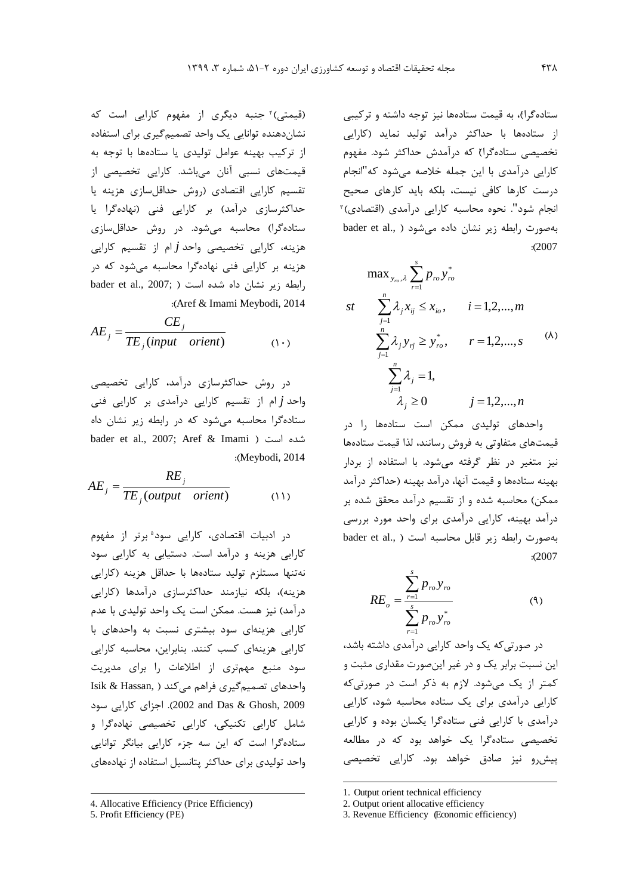ستاده‌گرا)، به قیمت ستاده‌ها نیز توجه داشته و ترکیبی از ستاده‌ها با حداکثر درآمد تولید نماید (کارایی تخصیصی ستاده‌گرا[2]) که درآمدش حداکثر شود. مفهوم کارایی درآمدی با این جمله خلاصه می‌شود که"انجام درست کارها کافی نیست، بلکه باید کارهای صحیح انجام شود". نحوه محاسبه کارایی درآمدی (اقتصادی)[3] به‌صورت رابطه زیر نشان داده می‌شود (bader et al., 2007):

$$\begin{aligned} &\max_{y_{ro},\lambda} \sum_{r=1}^{s} p_{ro} y_{ro}^{*} \\ st \quad &\sum_{j=1}^{n} \lambda_j x_{ij} \le x_{io}, \qquad i=1,2,\dots,m \\ &\sum_{j=1}^{n} \lambda_j y_{rj} \ge y_{ro}^{*}, \qquad r=1,2,\dots,s \\ &\sum_{j=1}^{n} \lambda_j = 1, \\ &\lambda_j \ge 0 \qquad j=1,2,\dots,n \end{aligned} \tag{8}$$

واحدهای تولیدی ممکن است ستاده‌ها را در قیمت‌های متفاوتی به فروش رسانند، لذا قیمت ستاده‌ها نیز متغیر در نظر گرفته می‌شود. با استفاده از بردار بهینه ستاده‌ها و قیمت آنها، درآمد بهینه (حداکثر درآمد ممکن) محاسبه شده و از تقسیم درآمد محقق شده بر درآمد بهینه، کارایی درآمدی برای واحد مورد بررسی به‌صورت رابطه زیر قابل محاسبه است (bader et al., 2007):

$$RE_o = \frac{\sum_{r=1}^{s} p_{ro} y_{ro}}{\sum_{r=1}^{s} p_{ro} y_{ro}^{*}} \tag{9}$$

در صورتی‌که یک واحد کارایی درآمدی داشته باشد، این نسبت برابر یک و در غیر این‌صورت مقداری مثبت و کمتر از یک می‌شود. لازم به ذکر است در صورتی‌که کارایی درآمدی برای یک ستاده محاسبه شود، کارایی درآمدی با کارایی فنی ستاده‌گرا یکسان بوده و کارایی تخصیصی ستاده‌گرا یک خواهد بود که در مطالعه پیش‌رو نیز صادق خواهد بود. کارایی تخصیصی (قیمتی)[4] جنبه دیگری از مفهوم کارایی است که نشان‌دهنده توانایی یک واحد تصمیم‌گیری برای استفاده از ترکیب بهینه عوامل تولیدی یا ستاده‌ها با توجه به قیمت‌های نسبی آنان می‌باشد. کارایی تخصیصی از تقسیم کارایی اقتصادی (روش حداقل‌سازی هزینه یا حداکثرسازی درآمد) بر کارایی فنی (نهاده‌گرا یا ستاده‌گرا) محاسبه می‌شود. در روش حداقل‌سازی هزینه، کارایی تخصیصی واحد $j$ام از تقسیم کارایی هزینه بر کارایی فنی نهاده‌گرا محاسبه می‌شود که در رابطه زیر نشان داه شده است (bader et al., 2007; Aref & Imami Meybodi, 2014):

$$AE_j = \frac{CE_j}{TE_j(input \quad orient)} \tag{10}$$

در روش حداکثرسازی درآمد، کارایی تخصیصی واحد $j$ام از تقسیم کارایی درآمدی بر کارایی فنی ستاده‌گرا محاسبه می‌شود که در رابطه زیر نشان داه شده است (bader et al., 2007; Aref & Imami Meybodi, 2014):

$$AE_j = \frac{RE_j}{TE_j(output \quad orient)} \tag{11}$$

در ادبیات اقتصادی، کارایی سود[5] برتر از مفهوم کارایی هزینه و درآمد است. دستیابی به کارایی سود نه‌تنها مستلزم تولید ستاده‌ها با حداقل هزینه (کارایی هزینه)، بلکه نیازمند حداکثرسازی درآمدها (کارایی درآمد) نیز هست. ممکن است یک واحد تولیدی با عدم کارایی هزینه‌ای سود بیشتری نسبت به واحدهای با کارایی هزینه‌ای کسب کنند. بنابراین، محاسبه کارایی سود منبع مهم‌تری از اطلاعات را برای مدیریت واحدهای تصمیم‌گیری فراهم می‌کند (Isik & Hassan, 2002 and Das & Ghosh, 2009). اجزای کارایی سود شامل کارایی تکنیکی، کارایی تخصیصی نهاده‌گرا و ستاده‌گرا است که این سه جزء کارایی بیانگر توانایی واحد تولیدی برای حداکثر پتانسیل استفاده از نهاده‌های

---

1. Output orient technical efficiency
2. Output orient allocative efficiency
3. Revenue Efficiency (Economic efficiency)
4. Allocative Efficiency (Price Efficiency)
5. Profit Efficiency (PE)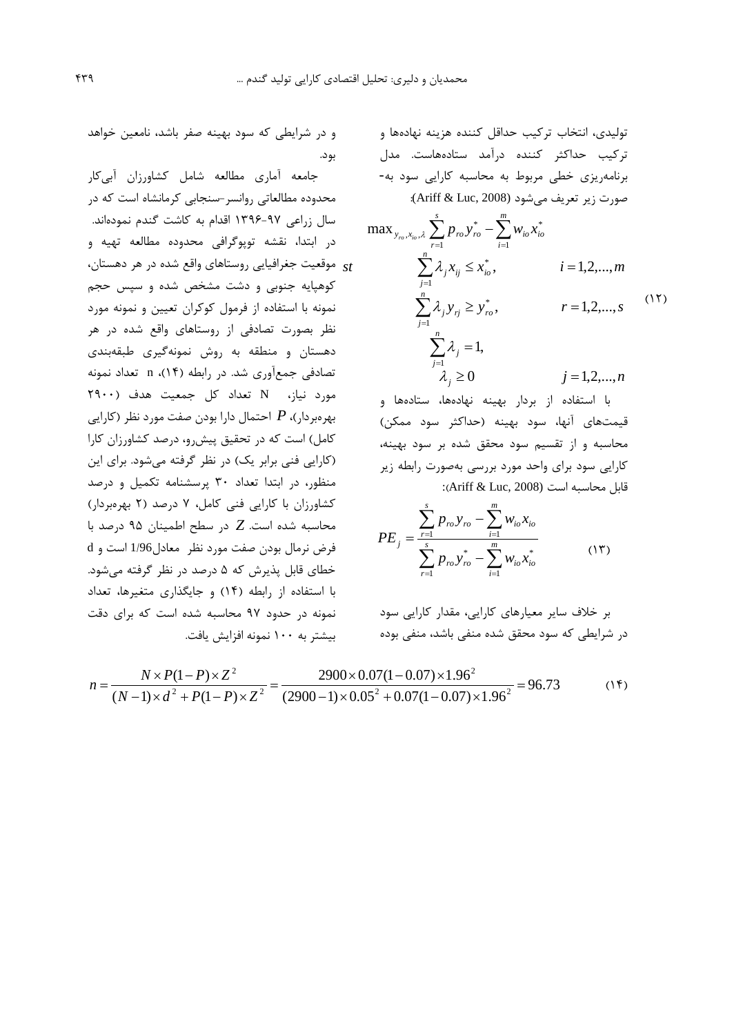تولیدی، انتخاب ترکیب حداقل کننده هزینه نهاده‌ها و ترکیب حداکثر کننده درآمد ستاده‌هاست. مدل برنامه‌ریزی خطی مربوط به محاسبه کارایی سود به‌صورت زیر تعریف می‌شود (Ariff & Luc, 2008):

$$\max_{y_{ro}, x_{io}, \lambda} \sum_{r=1}^{s} p_{ro} y_{ro}^{*} - \sum_{i=1}^{m} w_{io} x_{io}^{*}$$

$$st \quad \sum_{j=1}^{n} \lambda_j x_{ij} \le x_{io}^{*}, \qquad i = 1,2,...,m$$

$$\sum_{j=1}^{n} \lambda_j y_{rj} \ge y_{ro}^{*}, \qquad r = 1,2,...,s \qquad (۱۲)$$

$$\sum_{j=1}^{n} \lambda_j = 1,$$

$$\lambda_j \ge 0 \qquad j = 1,2,...,n$$

با استفاده از بردار بهینه نهاده‌ها، ستاده‌ها و قیمت‌های آنها، سود بهینه (حداکثر سود ممکن) محاسبه و از تقسیم سود محقق شده بر سود بهینه، کارایی سود برای واحد مورد بررسی به‌صورت رابطه زیر قابل محاسبه است (Ariff & Luc, 2008):

$$PE_j = \frac{\sum_{r=1}^{s} p_{ro} y_{ro} - \sum_{i=1}^{m} w_{io} x_{io}}{\sum_{r=1}^{s} p_{ro} y_{ro}^{*} - \sum_{i=1}^{m} w_{io} x_{io}^{*}} \qquad (۱۳)$$

بر خلاف سایر معیارهای کارایی، مقدار کارایی سود در شرایطی که سود محقق شده منفی باشد، منفی بوده و در شرایطی که سود بهینه صفر باشد، نامعین خواهد بود.

جامعه آماری مطالعه شامل کشاورزان آبی‌کار محدوده مطالعاتی روانسر-سنجابی کرمانشاه است که در سال زراعی ۹۷-۱۳۹۶ اقدام به کاشت گندم نموده‌اند. در ابتدا، نقشه توپوگرافی محدوده مطالعه تهیه و موقعیت جغرافیایی روستاهای واقع شده در هر دهستان، کوهپایه جنوبی و دشت مشخص شده و سپس حجم نمونه با استفاده از فرمول کوکران تعیین و نمونه مورد نظر بصورت تصادفی از روستاهای واقع شده در هر دهستان و منطقه به روش نمونه‌گیری طبقه‌بندی تصادفی جمع‌آوری شد. در رابطه (۱۴)، n تعداد نمونه مورد نیاز، N تعداد کل جمعیت هدف (۲۹۰۰ بهره‌بردار)، $P$ احتمال دارا بودن صفت مورد نظر (کارایی کامل) است که در تحقیق پیش‌رو، درصد کشاورزان کارا (کارایی فنی برابر یک) در نظر گرفته می‌شود. برای این منظور، در ابتدا تعداد ۳۰ پرسشنامه تکمیل و درصد کشاورزان با کارایی فنی کامل، ۷ درصد (۲ بهره‌بردار) محاسبه شده است. $Z$ در سطح اطمینان ۹۵ درصد با فرض نرمال بودن صفت مورد نظر معادل 1/96 است و d خطای قابل پذیرش که ۵ درصد در نظر گرفته می‌شود. با استفاده از رابطه (۱۴) و جایگذاری متغیرها، تعداد نمونه در حدود ۹۷ محاسبه شده است که برای دقت بیشتر به ۱۰۰ نمونه افزایش یافت.

$$n = \frac{N \times P(1-P) \times Z^2}{(N-1) \times d^2 + P(1-P) \times Z^2} = \frac{2900 \times 0.07(1-0.07) \times 1.96^2}{(2900-1) \times 0.05^2 + 0.07(1-0.07) \times 1.96^2} = 96.73 \qquad (۱۴)$$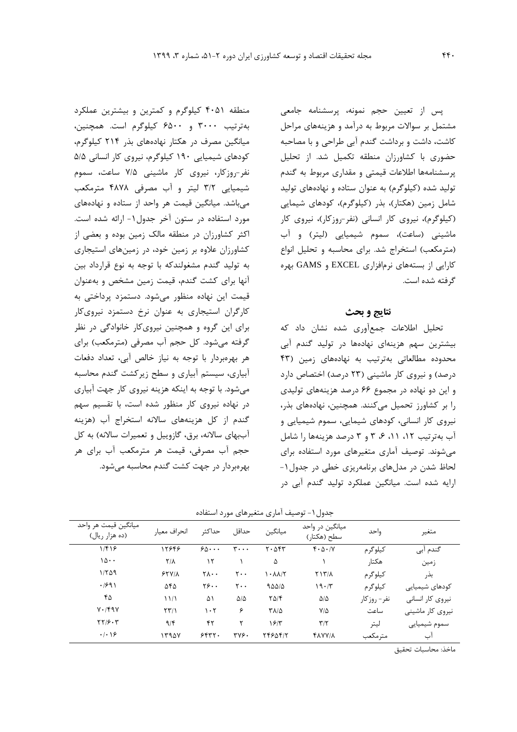پس از تعیین حجم نمونه، پرسشنامه جامعی مشتمل بر سوالات مربوط به درآمد و هزینه‌های مراحل کاشت، داشت و برداشت گندم آبی طراحی و با مصاحبه حضوری با کشاورزان منطقه تکمیل شد. از تحلیل پرسشنامه‌ها اطلاعات قیمتی و مقداری مربوط به گندم تولید شده (کیلوگرم) به عنوان ستاده و نهاده‌های تولید شامل زمین (هکتار)، بذر (کیلوگرم)، کودهای شیمیایی (کیلوگرم)، نیروی کار انسانی (نفر-روزکار)، نیروی کار ماشینی (ساعت)، سموم شیمیایی (لیتر) و آب (مترمکعب) استخراج شد. برای محاسبه و تحلیل انواع کارایی از بسته‌های نرم‌افزاری EXCEL و GAMS بهره گرفته شده است.

## نتایج و بحث

تحلیل اطلاعات جمع‌آوری شده نشان داد که بیشترین سهم هزینه‌ای نهاده‌ها در تولید گندم آبی محدوده مطالعاتی به‌ترتیب به نهاده‌های زمین (۴۳ درصد) و نیروی کار ماشینی (۲۳ درصد) اختصاص دارد و این دو نهاده در مجموع ۶۶ درصد هزینه‌های تولیدی را بر کشاورز تحمیل می‌کنند. همچنین، نهاده‌های بذر، نیروی کار انسانی، کودهای شیمیایی، سموم شیمیایی و آب به‌ترتیب ۱۲، ۱۱، ۶، ۳ و ۳ درصد هزینه‌ها را شامل می‌شوند. توصیف آماری متغیرهای مورد استفاده برای لحاظ شدن در مدل‌های برنامه‌ریزی خطی در جدول۱- ارایه شده است. میانگین عملکرد تولید گندم آبی در منطقه ۴۰۵۱ کیلوگرم و کمترین و بیشترین عملکرد به‌ترتیب ۳۰۰۰ و ۶۵۰۰ کیلوگرم است. همچنین، میانگین مصرف در هکتار نهاده‌های بذر ۲۱۴ کیلوگرم، کودهای شیمیایی ۱۹۰ کیلوگرم، نیروی کار انسانی ۵/۵ نفر-روزکار، نیروی کار ماشینی ۷/۵ ساعت، سموم شیمیایی ۳/۲ لیتر و آب مصرفی ۴۸۷۸ مترمکعب می‌باشد. میانگین قیمت هر واحد از ستاده و نهاده‌های مورد استفاده در ستون آخر جدول۱- ارائه شده است. اکثر کشاورزان در منطقه مالک زمین بوده و بعضی از کشاورزان علاوه بر زمین خود، در زمین‌های استیجاری به تولید گندم مشغولندکه با توجه به نوع قرارداد بین آنها برای کشت گندم، قیمت زمین مشخص و به‌عنوان قیمت این نهاده منظور می‌شود. دستمزد پرداختی به کارگران استیجاری به عنوان نرخ دستمزد نیروی‌کار برای این گروه و همچنین نیروی‌کار خانوادگی در نظر گرفته می‌شود. کل حجم آب مصرفی (مترمکعب) برای هر بهره‌بردار با توجه به نیاز خالص آبی، تعداد دفعات آبیاری، سیستم آبیاری و سطح زیرکشت گندم محاسبه می‌شود. با توجه به اینکه هزینه نیروی کار جهت آبیاری در نهاده نیروی کار منظور شده است، با تقسیم سهم گندم از کل هزینه‌های سالانه استخراج آب (هزینه آب‌بهای سالانه، برق، گازوییل و تعمیرات سالانه) به کل حجم آب مصرفی، قیمت هر مترمکعب آب برای هر بهره‌بردار در جهت کشت گندم محاسبه می‌شود.

جدول۱- توصیف آماری متغیرهای مورد استفاده

| متغیر | واحد | میانگین در واحد سطح (هکتار) | میانگین | حداقل | حداکثر | انحراف معیار | میانگین قیمت هر واحد (ده هزار ریال) |
|---|---|---|---|---|---|---|---|
| گندم آبی | کیلوگرم | ۴۰۵۰/۷ | ۲۰۵۴۳ | ۳۰۰۰ | ۶۵۰۰۰ | ۱۲۶۴۶ | ۱/۴۱۶ |
| زمین | هکتار | ۱ | ۵ | ۱ | ۱۲ | ۲/۸ | ۱۵۰۰ |
| بذر | کیلوگرم | ۲۱۳/۸ | ۱۰۸۸/۲ | ۲۰۰ | ۲۸۰۰ | ۶۲۷/۸ | ۱/۲۵۹ |
| کودهای شیمیایی | کیلوگرم | ۱۹۰/۳ | ۹۵۵/۵ | ۲۰۰ | ۲۶۰۰ | ۵۴۵ | ۰/۶۹۱ |
| نیروی کار انسانی | نفر- روزکار | ۵/۵ | ۲۵/۴ | ۵/۵ | ۵۱ | ۱۱/۱ | ۴۵ |
| نیروی کار ماشینی | ساعت | ۷/۵ | ۳۸/۵ | ۶ | ۱۰۲ | ۲۳/۱ | ۷۰/۴۹۷ |
| سموم شیمیایی | لیتر | ۳/۲ | ۱۶/۳ | ۲ | ۴۲ | ۹/۴ | ۲۲/۶۰۳ |
| آب | مترمکعب | ۴۸۷۷/۸ | ۲۴۶۵۴/۲ | ۳۷۶۰ | ۶۴۳۲۰ | ۱۳۹۵۷ | ۰/۰۱۶ |

ماخذ: محاسبات تحقیق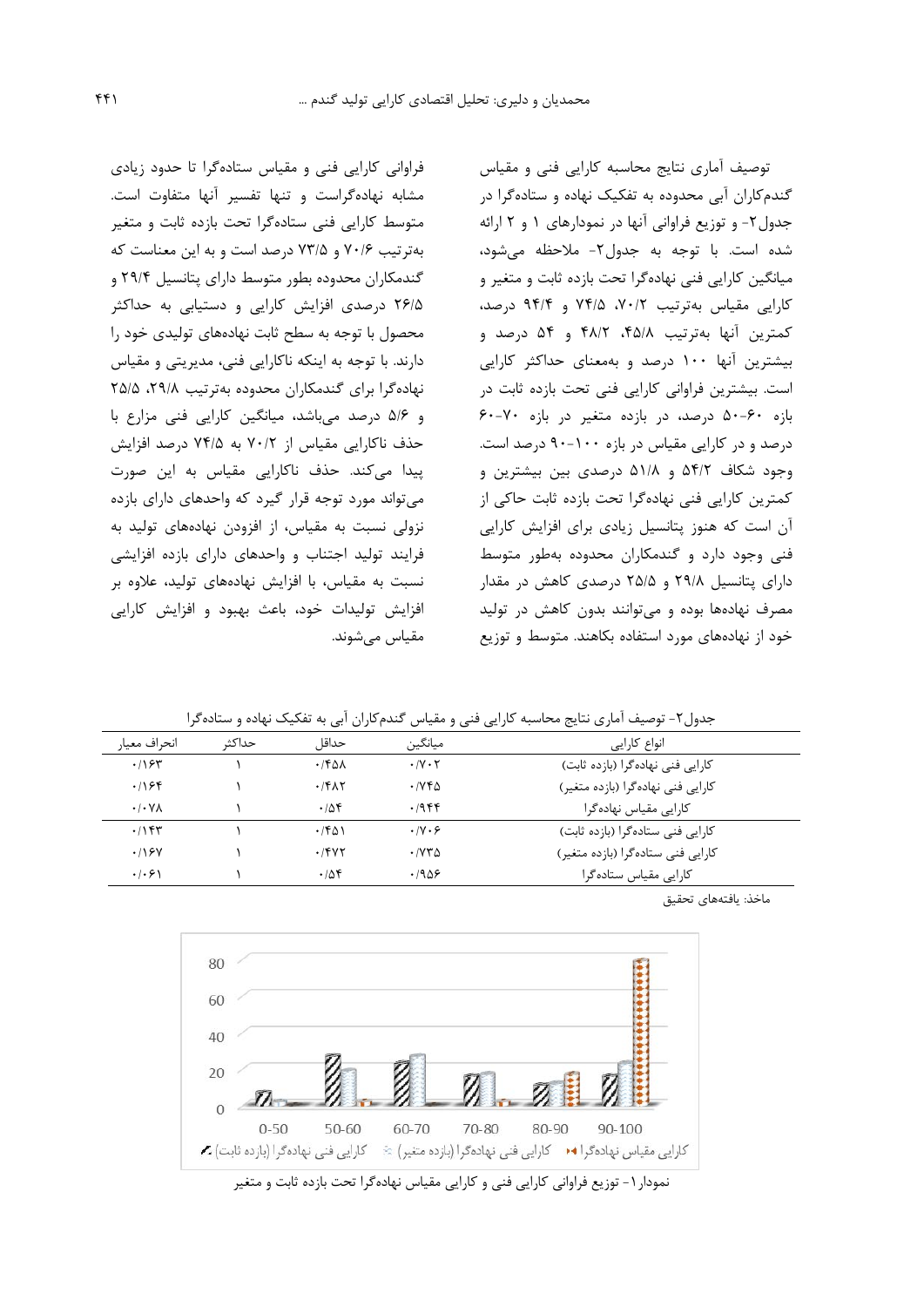توصیف آماری نتایج محاسبه کارایی فنی و مقیاس گندم‌کاران آبی محدوده به تفکیک نهاده و ستاده‌گرا در جدول۲- و توزیع فراوانی آنها در نمودارهای ۱ و ۲ ارائه شده است. با توجه به جدول۲- ملاحظه می‌شود، میانگین کارایی فنی نهاده‌گرا تحت بازده ثابت و متغیر و کارایی مقیاس به‌ترتیب ۷۰/۲، ۷۴/۵ و ۹۴/۴ درصد، کمترین آنها به‌ترتیب ۴۵/۸، ۴۸/۲ و ۵۴ درصد و بیشترین آنها ۱۰۰ درصد و به‌معنای حداکثر کارایی است. بیشترین فراوانی کارایی فنی تحت بازده ثابت در بازه ۶۰-۵۰ درصد، در بازده متغیر در بازه ۷۰-۶۰ درصد و در کارایی مقیاس در بازه ۱۰۰-۹۰ درصد است. وجود شکاف ۵۴/۲ و ۵۱/۸ درصدی بین بیشترین و کمترین کارایی فنی نهاده‌گرا تحت بازده ثابت حاکی از آن است که هنوز پتانسیل زیادی برای افزایش کارایی فنی وجود دارد و گندمکاران محدوده بطور متوسط دارای پتانسیل ۲۹/۸ و ۲۵/۵ درصدی کاهش در مقدار مصرف نهاده‌ها بوده و می‌توانند بدون کاهش در تولید خود از نهاده‌های مورد استفاده بکاهند. متوسط و توزیع فراوانی کارایی فنی و مقیاس ستاده‌گرا تا حدود زیادی مشابه نهاده‌گراست و تنها تفسیر آنها متفاوت است. متوسط کارایی فنی ستاده‌گرا تحت بازده ثابت و متغیر به‌ترتیب ۷۰/۶ و ۷۳/۵ درصد است و به این معناست که گندمکاران محدوده بطور متوسط دارای پتانسیل ۲۹/۴ و ۲۶/۵ درصدی افزایش کارایی و دستیابی به حداکثر محصول با توجه به سطح ثابت نهاده‌های تولیدی خود را دارند. با توجه به اینکه ناکارایی فنی، مدیریتی و مقیاس نهاده‌گرا برای گندمکاران محدوده به‌ترتیب ۲۹/۸، ۲۵/۵ و ۵/۶ درصد می‌باشد، میانگین کارایی فنی مزارع با حذف ناکارایی مقیاس از ۷۰/۲ به ۷۴/۵ درصد افزایش پیدا می‌کند. حذف ناکارایی مقیاس به این صورت می‌تواند مورد توجه قرار گیرد که واحدهای دارای بازده نزولی نسبت به مقیاس، از افزودن نهاده‌های تولید به فرایند تولید اجتناب و واحدهای دارای بازده افزایشی نسبت به مقیاس، با افزایش نهاده‌های تولید، علاوه بر افزایش تولیدات خود، باعث بهبود و افزایش کارایی مقیاس می‌شوند.

جدول۲- توصیف آماری نتایج محاسبه کارایی فنی و مقیاس گندم‌کاران آبی به تفکیک نهاده و ستاده‌گرا

| انواع کارایی | میانگین | حداقل | حداکثر | انحراف معیار |
|---|---|---|---|---|
| کارایی فنی نهاده‌گرا (بازده ثابت) | ۰/۷۰۲ | ۰/۴۵۸ | ۱ | ۰/۱۶۳ |
| کارایی فنی نهاده‌گرا (بازده متغیر) | ۰/۷۴۵ | ۰/۴۸۲ | ۱ | ۰/۱۶۴ |
| کارایی مقیاس نهاده‌گرا | ۰/۹۴۴ | ۰/۵۴ | ۱ | ۰/۰۷۸ |
| کارایی فنی ستاده‌گرا (بازده ثابت) | ۰/۷۰۶ | ۰/۴۵۱ | ۱ | ۰/۱۴۳ |
| کارایی فنی ستاده‌گرا (بازده متغیر) | ۰/۷۳۵ | ۰/۴۷۲ | ۱ | ۰/۱۶۷ |
| کارایی مقیاس ستاده‌گرا | ۰/۹۵۶ | ۰/۵۴ | ۱ | ۰/۰۶۱ |

ماخذ: یافته‌های تحقیق

نمودار۱- توزیع فراوانی کارایی فنی و کارایی مقیاس نهاده‌گرا تحت بازده ثابت و متغیر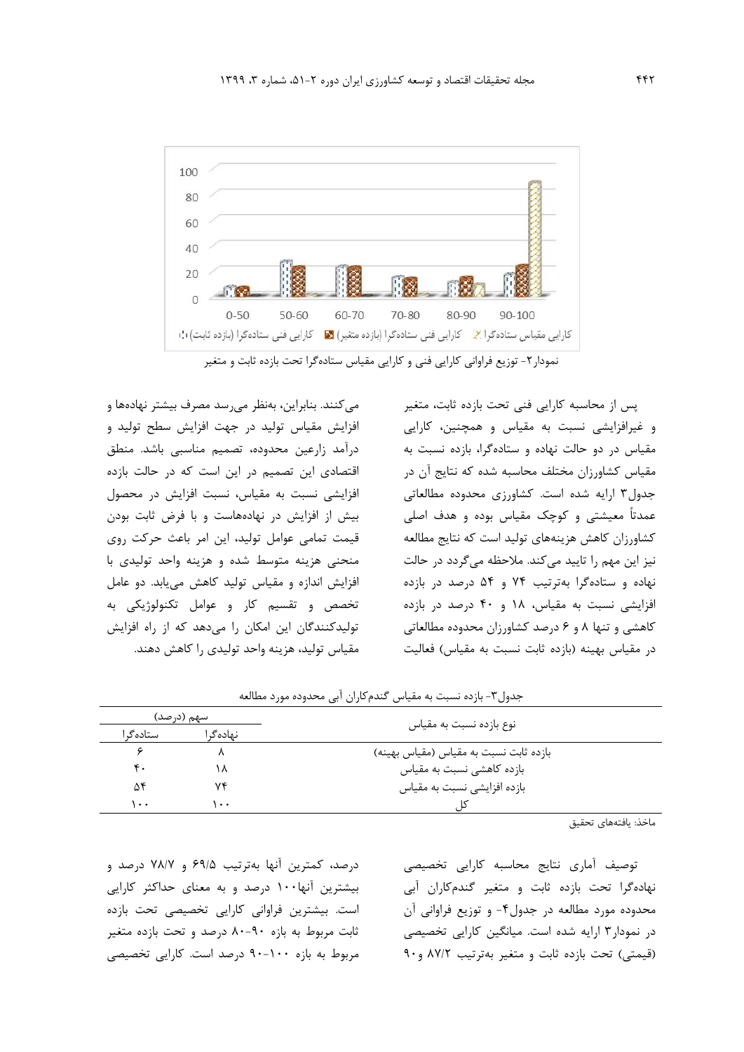نمودار۲- توزیع فراوانی کارایی فنی و کارایی مقیاس ستاده‌گرا تحت بازده ثابت و متغیر

پس از محاسبه کارایی فنی تحت بازده ثابت، متغیر و غیرافزایشی نسبت به مقیاس و همچنین، کارایی مقیاس در دو حالت نهاده و ستاده‌گرا، بازده نسبت به مقیاس کشاورزان مختلف محاسبه شده که نتایج آن در جدول۳ ارایه شده است. کشاورزی محدوده مطالعاتی عمدتاً معیشتی و کوچک مقیاس بوده و هدف اصلی کشاورزان کاهش هزینه‌های تولید است که نتایج مطالعه نیز این مهم را تایید می‌کند. ملاحظه می‌گردد در حالت نهاده و ستاده‌گرا به‌ترتیب ۷۴ و ۵۴ درصد در بازده افزایشی نسبت به مقیاس، ۱۸ و ۴۰ درصد در بازده کاهشی و تنها ۸ و ۶ درصد کشاورزان محدوده مطالعاتی در مقیاس بهینه (بازده ثابت نسبت به مقیاس) فعالیت می‌کنند. بنابراین، به‌نظر می‌رسد مصرف بیشتر نهاده‌ها و افزایش مقیاس تولید در جهت افزایش سطح تولید و درآمد زارعین محدوده، تصمیم مناسبی باشد. منطق اقتصادی این تصمیم در این است که در حالت بازده افزایشی نسبت به مقیاس، نسبت افزایش در محصول بیش از افزایش در نهاده‌هاست و با فرض ثابت بودن قیمت تمامی عوامل تولید، این امر باعث حرکت روی منحنی هزینه متوسط شده و هزینه واحد تولیدی با افزایش اندازه و مقیاس تولید کاهش می‌یابد. دو عامل تخصص و تقسیم کار و عوامل تکنولوژیکی به تولیدکنندگان این امکان را می‌دهد که از راه افزایش مقیاس تولید، هزینه واحد تولیدی را کاهش دهند.

جدول۳- بازده نسبت به مقیاس گندم‌کاران آبی محدوده مورد مطالعه

| نوع بازده نسبت به مقیاس | سهم (درصد) | |
|---|---|---|
| | نهاده‌گرا | ستاده‌گرا |
| بازده ثابت نسبت به مقیاس (مقیاس بهینه) | ۸ | ۶ |
| بازده کاهشی نسبت به مقیاس | ۱۸ | ۴۰ |
| بازده افزایشی نسبت به مقیاس | ۷۴ | ۵۴ |
| کل | ۱۰۰ | ۱۰۰ |

ماخذ: یافته‌های تحقیق

توصیف آماری نتایج محاسبه کارایی تخصیصی نهاده‌گرا تحت بازده ثابت و متغیر گندم‌کاران آبی محدوده مورد مطالعه در جدول۴- و توزیع فراوانی آن در نمودار۳ ارایه شده است. میانگین کارایی تخصیصی (قیمتی) تحت بازده ثابت و متغیر به‌ترتیب ۸۷/۲ و ۹۰ درصد، کمترین آنها به‌ترتیب ۶۹/۵ و ۷۸/۷ درصد و بیشترین آنها۱۰۰ درصد و به معنای حداکثر کارایی است. بیشترین فراوانی کارایی تخصیصی تحت بازده ثابت مربوط به بازه ۹۰-۸۰ درصد و تحت بازده متغیر مربوط به بازه ۱۰۰-۹۰ درصد است. کارایی تخصیصی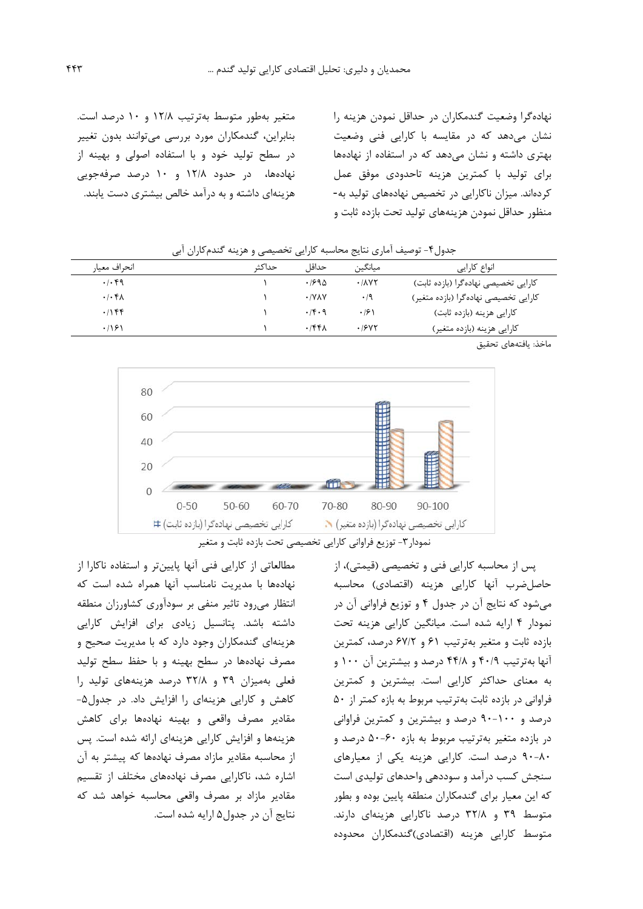نهاده‌گرا وضعیت گندمکاران در حداقل نمودن هزینه را نشان می‌دهد که در مقایسه با کارایی فنی وضعیت بهتری داشته و نشان می‌دهد که در استفاده از نهاده‌ها برای تولید با کمترین هزینه تاحدودی موفق عمل کرده‌اند. میزان ناکارایی در تخصیص نهاده‌های تولید به‌منظور حداقل نمودن هزینه‌های تولید تحت بازده ثابت و متغیر به‌طور متوسط به‌ترتیب ۱۲/۸ و ۱۰ درصد است. بنابراین، گندمکاران مورد بررسی می‌توانند بدون تغییر در سطح تولید خود و با استفاده اصولی و بهینه از نهاده‌ها، در حدود ۱۲/۸ و ۱۰ درصد صرفه‌جویی هزینه‌ای داشته و به درآمد خالص بیشتری دست یابند.

جدول۴- توصیف آماری نتایج محاسبه کارایی تخصیصی و هزینه گندمکاران آبی

| انواع کارایی | میانگین | حداقل | حداکثر | انحراف معیار |
|---|---|---|---|---|
| کارایی تخصیصی نهاده‌گرا (بازده ثابت) | ۰/۸۷۲ | ۰/۶۹۵ | ۱ | ۰/۰۴۹ |
| کارایی تخصیصی نهاده‌گرا (بازده متغیر) | ۰/۹ | ۰/۷۸۷ | ۱ | ۰/۰۴۸ |
| کارایی هزینه (بازده ثابت) | ۰/۶۱ | ۰/۴۰۹ | ۱ | ۰/۱۴۴ |
| کارایی هزینه (بازده متغیر) | ۰/۶۷۲ | ۰/۴۴۸ | ۱ | ۰/۱۶۱ |

ماخذ: یافته‌های تحقیق

نمودار۳- توزیع فراوانی کارایی تخصیصی تحت بازده ثابت و متغیر

پس از محاسبه کارایی فنی و تخصیصی (قیمتی)، از حاصل‌ضرب آنها کارایی هزینه (اقتصادی) محاسبه می‌شود که نتایج آن در جدول ۴ و توزیع فراوانی آن در نمودار ۴ ارایه شده است. میانگین کارایی هزینه تحت بازده ثابت و متغیر به‌ترتیب ۶۱ و ۶۷/۲ درصد، کمترین آنها به‌ترتیب ۴۰/۹ و ۴۴/۸ درصد و بیشترین آن ۱۰۰ و به معنای حداکثر کارایی است. بیشترین و کمترین فراوانی در بازده ثابت به‌ترتیب مربوط به بازه کمتر از ۵۰ درصد و ۱۰۰-۹۰ درصد و بیشترین و کمترین فراوانی در بازده متغیر به‌ترتیب مربوط به بازه ۶۰-۵۰ درصد و ۹۰-۸۰ درصد است. کارایی هزینه یکی از معیارهای سنجش کسب درآمد و سوددهی واحدهای تولیدی است که این معیار برای گندمکاران منطقه پایین بوده و بطور متوسط ۳۹ و ۳۲/۸ درصد ناکارایی هزینه‌ای دارند. متوسط کارایی هزینه (اقتصادی)گندمکاران محدوده مطالعاتی از کارایی فنی آنها پایین‌تر و استفاده ناکارا از نهاده‌ها با مدیریت نامناسب آنها همراه شده است که انتظار می‌رود تاثیر منفی بر سودآوری کشاورزان منطقه داشته باشد. پتانسیل زیادی برای افزایش کارایی هزینه‌ای گندمکاران وجود دارد که با مدیریت صحیح و مصرف نهاده‌ها در سطح بهینه و با حفظ سطح تولید فعلی به‌میزان ۳۹ و ۳۲/۸ درصد هزینه‌های تولید را کاهش و کارایی هزینه‌ای را افزایش داد. در جدول۵- مقادیر مصرف واقعی و بهینه نهاده‌ها برای کاهش هزینه‌ها و افزایش کارایی هزینه‌ای ارائه شده است. پس از محاسبه مقادیر مازاد مصرف نهاده‌ها که پیشتر به آن اشاره شد، ناکارایی مصرف نهاده‌های مختلف از تقسیم مقادیر مازاد بر مصرف واقعی محاسبه خواهد شد که نتایج آن در جدول۵ ارایه شده است.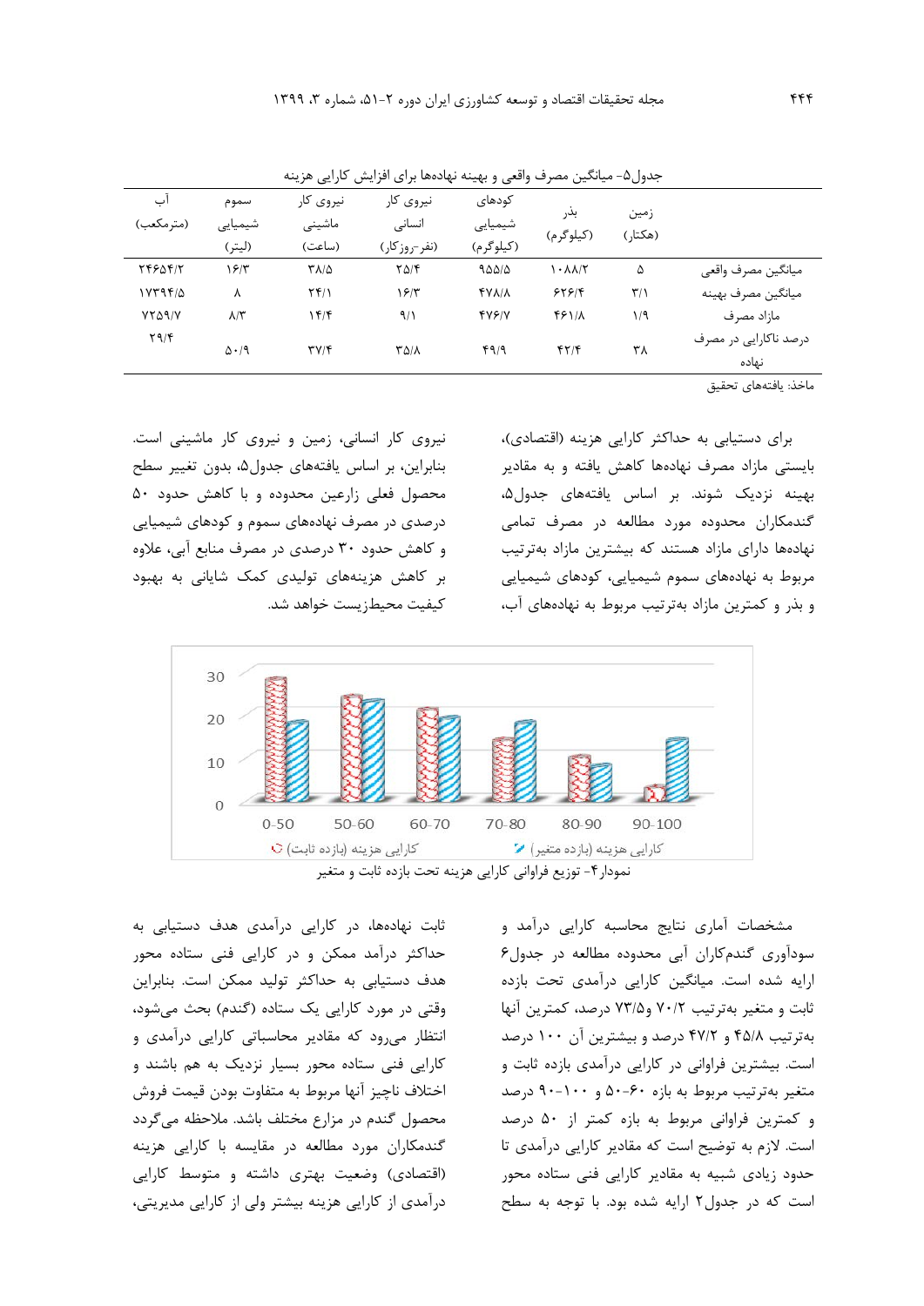جدول۵- میانگین مصرف واقعی و بهینه نهاده‌ها برای افزایش کارایی هزینه

| | زمین (هکتار) | بذر (کیلوگرم) | کودهای شیمیایی (کیلوگرم) | نیروی کار انسانی (نفر-روزکار) | نیروی کار ماشینی (ساعت) | سموم شیمیایی (لیتر) | آب (مترمکعب) |
|---|---|---|---|---|---|---|---|
| میانگین مصرف واقعی | ۵ | ۱۰۸۸/۲ | ۹۵۵/۵ | ۲۵/۴ | ۳۸/۵ | ۱۶/۳ | ۲۴۶۵۴/۲ |
| میانگین مصرف بهینه | ۳/۱ | ۶۲۶/۴ | ۴۷۸/۸ | ۱۶/۳ | ۲۴/۱ | ۸ | ۱۷۳۹۴/۵ |
| مازاد مصرف | ۱/۹ | ۴۶۱/۸ | ۴۷۶/۷ | ۹/۱ | ۱۴/۴ | ۸/۳ | ۷۲۵۹/۷ |
| درصد ناکارایی در مصرف نهاده | ۳۸ | ۴۲/۴ | ۴۹/۹ | ۳۵/۸ | ۳۷/۴ | ۵۰/۹ | ۲۹/۴ |

ماخذ: یافته‌های تحقیق

برای دستیابی به حداکثر کارایی هزینه (اقتصادی)، بایستی مازاد مصرف نهاده‌ها کاهش یافته و به مقادیر بهینه نزدیک شوند. بر اساس یافته‌های جدول۵، گندمکاران محدوده مورد مطالعه در مصرف تمامی نهاده‌ها دارای مازاد هستند که بیشترین مازاد به‌ترتیب مربوط به نهاده‌های سموم شیمیایی، کودهای شیمیایی و بذر و کمترین مازاد به‌ترتیب مربوط به نهاده‌های آب، نیروی کار انسانی، زمین و نیروی کار ماشینی است. بنابراین، بر اساس یافته‌های جدول۵، بدون تغییر سطح محصول فعلی زارعین محدوده و با کاهش حدود ۵۰ درصدی در مصرف نهاده‌های سموم و کودهای شیمیایی و کاهش حدود ۳۰ درصدی در مصرف منابع آبی، علاوه بر کاهش هزینه‌های تولیدی کمک شایانی به بهبود کیفیت محیط‌زیست خواهد شد.

نمودار۴- توزیع فراوانی کارایی هزینه تحت بازده ثابت و متغیر

مشخصات آماری نتایج محاسبه کارایی درآمد و سودآوری گندمکاران آبی محدوده مطالعه در جدول۶ ارایه شده است. میانگین کارایی درآمدی تحت بازده ثابت و متغیر به‌ترتیب ۷۰/۲ و۷۳/۵ درصد، کمترین آنها به‌ترتیب ۴۵/۸ و ۴۷/۲ درصد و بیشترین آن ۱۰۰ درصد است. بیشترین فراوانی در کارایی درآمدی بازده ثابت و متغیر به‌ترتیب مربوط به بازه ۶۰-۵۰ و ۱۰۰-۹۰ درصد و کمترین فراوانی مربوط به بازه کمتر از ۵۰ درصد است. لازم به توضیح است که مقادیر کارایی درآمدی تا حدود زیادی شبیه به مقادیر کارایی فنی ستاده محور است که در جدول۲ ارایه شده بود. با توجه به سطح ثابت نهاده‌ها، در کارایی درآمدی هدف دستیابی به حداکثر درآمد ممکن و در کارایی فنی ستاده محور هدف دستیابی به حداکثر تولید ممکن است. بنابراین وقتی در مورد کارایی یک ستاده (گندم) بحث می‌شود، انتظار می‌رود که مقادیر محاسباتی کارایی درآمدی و کارایی فنی ستاده محور بسیار نزدیک به هم باشند و اختلاف ناچیز آنها مربوط به متفاوت بودن قیمت فروش محصول گندم در مزارع مختلف باشد. ملاحظه می‌گردد گندمکاران مورد مطالعه در مقایسه با کارایی هزینه (اقتصادی) وضعیت بهتری داشته و متوسط کارایی درآمدی از کارایی هزینه بیشتر ولی از کارایی مدیریتی،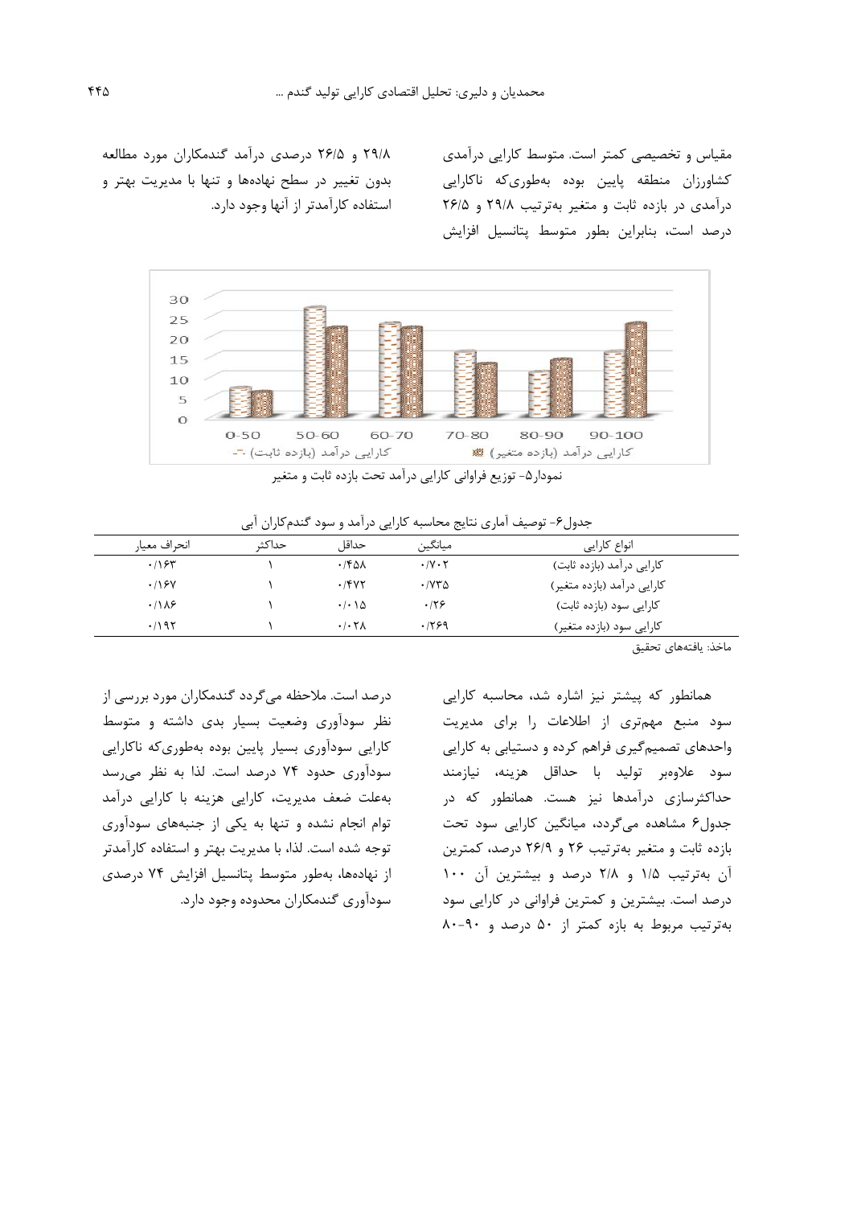مقیاس و تخصیصی کمتر است. متوسط کارایی درآمدی کشاورزان منطقه پایین بوده به‌طوری‌که ناکارایی درآمدی در بازده ثابت و متغیر به‌ترتیب ۲۹/۸ و ۲۶/۵ درصد است، بنابراین بطور متوسط پتانسیل افزایش ۲۹/۸ و ۲۶/۵ درصدی درآمد گندمکاران مورد مطالعه بدون تغییر در سطح نهاده‌ها و تنها با مدیریت بهتر و استفاده کارآمدتر از آنها وجود دارد.

نمودار۵- توزیع فراوانی کارایی درآمد تحت بازده ثابت و متغیر

جدول۶- توصیف آماری نتایج محاسبه کارایی درآمد و سود گندم‌کاران آبی

| انواع کارایی | میانگین | حداقل | حداکثر | انحراف معیار |
|---|---|---|---|---|
| کارایی درآمد (بازده ثابت) | ۰/۷۰۲ | ۰/۴۵۸ | ۱ | ۰/۱۶۳ |
| کارایی درآمد (بازده متغیر) | ۰/۷۳۵ | ۰/۴۷۲ | ۱ | ۰/۱۶۷ |
| کارایی سود (بازده ثابت) | ۰/۲۶ | ۰/۰۱۵ | ۱ | ۰/۱۸۶ |
| کارایی سود (بازده متغیر) | ۰/۲۶۹ | ۰/۰۲۸ | ۱ | ۰/۱۹۲ |

ماخذ: یافته‌های تحقیق

همانطور که پیشتر نیز اشاره شد، محاسبه کارایی سود منبع مهم‌تری از اطلاعات را برای مدیریت واحدهای تصمیم‌گیری فراهم کرده و دستیابی به کارایی سود علاوه‌بر تولید با حداقل هزینه، نیازمند حداکثرسازی درآمدها نیز هست. همانطور که در جدول۶ مشاهده می‌گردد، میانگین کارایی سود تحت بازده ثابت و متغیر به‌ترتیب ۲۶ و ۲۶/۹ درصد، کمترین آن به‌ترتیب ۱/۵ و ۲/۸ درصد و بیشترین آن ۱۰۰ درصد است. بیشترین و کمترین فراوانی در کارایی سود به‌ترتیب مربوط به بازه کمتر از ۵۰ درصد و ۹۰-۸۰ درصد است. ملاحظه می‌گردد گندمکاران مورد بررسی از نظر سودآوری وضعیت بسیار بدی داشته و متوسط کارایی سودآوری بسیار پایین بوده به‌طوری‌که ناکارایی سودآوری حدود ۷۴ درصد است. لذا به نظر می‌رسد به‌علت ضعف مدیریت، کارایی هزینه با کارایی درآمد توام انجام نشده و تنها به یکی از جنبه‌های سودآوری توجه شده است. لذا، با مدیریت بهتر و استفاده کارآمدتر از نهاده‌ها، به‌طور متوسط پتانسیل افزایش ۷۴ درصدی سودآوری گندمکاران محدوده وجود دارد.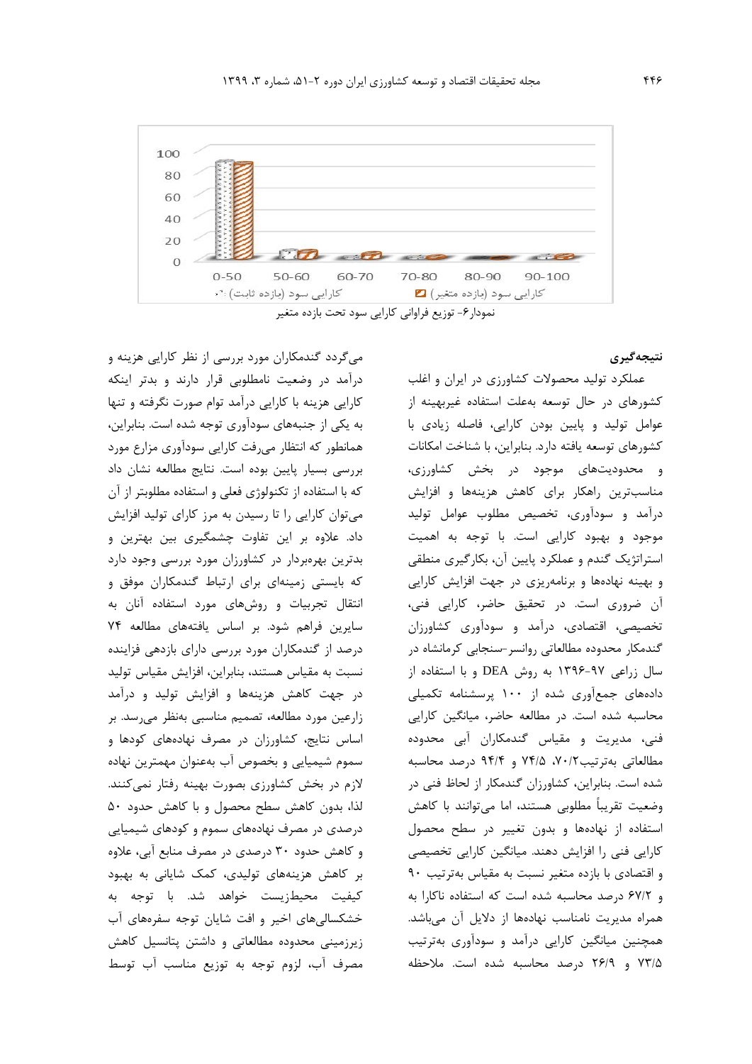نمودار۶- توزیع فراوانی کارایی سود تحت بازده متغیر

## نتیجه‌گیری

عملکرد تولید محصولات کشاورزی در ایران و اغلب کشورهای در حال توسعه به‌علت استفاده غیربهینه از عوامل تولید و پایین بودن کارایی، فاصله زیادی با کشورهای توسعه یافته دارد. بنابراین، با شناخت امکانات و محدودیت‌های موجود در بخش کشاورزی، مناسب‌ترین راهکار برای کاهش هزینه‌ها و افزایش درآمد و سودآوری، تخصیص مطلوب عوامل تولید موجود و بهبود کارایی است. با توجه به اهمیت استراتژیک گندم و عملکرد پایین آن، بکارگیری منطقی و بهینه نهادها و برنامه‌ریزی در جهت افزایش کارایی آن ضروری است. در تحقیق حاضر، کارایی فنی، تخصیصی، اقتصادی، درآمد و سودآوری کشاورزان گندمکار محدوده مطالعاتی روانسر-سنجابی کرمانشاه در سال زراعی ۹۷-۱۳۹۶ به روش DEA و با استفاده از داده‌های جمع‌آوری شده از ۱۰۰ پرسشنامه تکمیلی محاسبه شده است. در مطالعه حاضر، میانگین کارایی فنی، مدیریت و مقیاس گندمکاران آبی محدوده مطالعاتی به‌ترتیب۷۰/۲، ۷۴/۵ و ۹۴/۴ درصد محاسبه شده است. بنابراین، کشاورزان گندمکار از لحاظ فنی در وضعیت تقریباً مطلوبی هستند، اما می‌توانند با کاهش استفاده از نهاده‌ها و بدون تغییر در سطح محصول کارایی فنی را افزایش دهند. میانگین کارایی تخصیصی و اقتصادی با بازده متغیر نسبت به مقیاس به‌ترتیب ۹۰ و ۶۷/۲ درصد محاسبه شده است که استفاده ناکارا به همراه مدیریت نامناسب نهاده‌ها از دلایل آن می‌باشد. همچنین میانگین کارایی درآمد و سودآوری به‌ترتیب ۷۳/۵ و ۲۶/۹ درصد محاسبه شده است. ملاحظه می‌گردد گندمکاران مورد بررسی از نظر کارایی هزینه و درآمد در وضعیت نامطلوبی قرار دارند و بدتر اینکه کارایی هزینه با کارایی درآمد توام صورت نگرفته و تنها به یکی از جنبه‌های سودآوری توجه شده است. بنابراین، همانطور که انتظار می‌رفت کارایی سودآوری مزارع مورد بررسی بسیار پایین بوده است. نتایج مطالعه نشان داد که با استفاده از تکنولوژی فعلی و استفاده مطلوبتر از آن می‌توان کارایی را تا رسیدن به مرز کارای تولید افزایش داد. علاوه بر این تفاوت چشمگیری بین بهترین و بدترین بهره‌بردار در کشاورزان مورد بررسی وجود دارد که بایستی زمینه‌ای برای ارتباط گندمکاران موفق و انتقال تجربیات و روش‌های مورد استفاده آنان به سایرین فراهم شود. بر اساس یافته‌های مطالعه ۷۴ درصد از گندمکاران مورد بررسی دارای بازدهی فزاینده نسبت به مقیاس هستند، بنابراین، افزایش مقیاس تولید در جهت کاهش هزینه‌ها و افزایش تولید و درآمد زارعین مورد مطالعه، تصمیم مناسبی به‌نظر می‌رسد. بر اساس نتایج، کشاورزان در مصرف نهاده‌های کودها و سموم شیمیایی و بخصوص آب به‌عنوان مهمترین نهاده لازم در بخش کشاورزی بصورت بهینه رفتار نمی‌کنند. لذا، بدون کاهش سطح محصول و با کاهش حدود ۵۰ درصدی در مصرف نهاده‌های سموم و کودهای شیمیایی و کاهش حدود ۳۰ درصدی در مصرف منابع آبی، علاوه بر کاهش هزینه‌های تولیدی، کمک شایانی به بهبود کیفیت محیط‌زیست خواهد شد. با توجه به خشکسالی‌های اخیر و افت شایان توجه سفره‌های آب زیرزمینی محدوده مطالعاتی و داشتن پتانسیل کاهش مصرف آب، لزوم توجه به توزیع مناسب آب توسط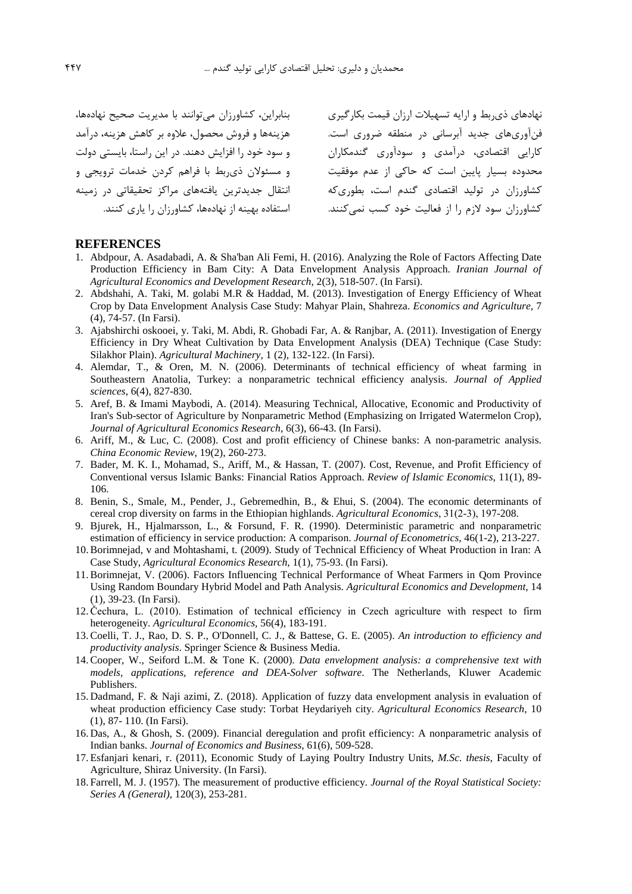نهادهای ذی‌ربط و ارایه تسهیلات ارزان قیمت بکارگیری فن‌آوری‌های جدید آبرسانی در منطقه ضروری است. کارایی اقتصادی، درآمدی و سودآوری گندمکاران محدوده بسیار پایین است که حاکی از عدم موفقیت کشاورزان در تولید اقتصادی گندم است، بطوری‌که کشاورزان سود لازم را از فعالیت خود کسب نمی‌کنند. بنابراین، کشاورزان می‌توانند با مدیریت صحیح نهاده‌ها، هزینه‌ها و فروش محصول، علاوه بر کاهش هزینه، درآمد و سود خود را افزایش دهند. در این راستا، بایستی دولت و مسئولان ذی‌ربط با فراهم کردن خدمات ترویجی و انتقال جدیدترین یافته‌های مراکز تحقیقاتی در زمینه استفاده بهینه از نهاده‌ها، کشاورزان را یاری کنند.

## REFERENCES

1. Abdpour, A. Asadabadi, A. & Sha'ban Ali Femi, H. (2016). Analyzing the Role of Factors Affecting Date Production Efficiency in Bam City: A Data Envelopment Analysis Approach. *Iranian Journal of Agricultural Economics and Development Research*, 2(3), 518-507. (In Farsi).
2. Abdshahi, A. Taki, M. golabi M.R & Haddad, M. (2013). Investigation of Energy Efficiency of Wheat Crop by Data Envelopment Analysis Case Study: Mahyar Plain, Shahreza. *Economics and Agriculture,* 7 (4), 74-57. (In Farsi).
3. Ajabshirchi oskooei, y. Taki, M. Abdi, R. Ghobadi Far, A. & Ranjbar, A. (2011). Investigation of Energy Efficiency in Dry Wheat Cultivation by Data Envelopment Analysis (DEA) Technique (Case Study: Silakhor Plain). *Agricultural Machinery,* 1 (2), 132-122. (In Farsi).
4. Alemdar, T., & Oren, M. N. (2006). Determinants of technical efficiency of wheat farming in Southeastern Anatolia, Turkey: a nonparametric technical efficiency analysis. *Journal of Applied sciences*, 6(4), 827-830.
5. Aref, B. & Imami Maybodi, A. (2014). Measuring Technical, Allocative, Economic and Productivity of Iran's Sub-sector of Agriculture by Nonparametric Method (Emphasizing on Irrigated Watermelon Crop), *Journal of Agricultural Economics Research*, 6(3), 66-43. (In Farsi).
6. Ariff, M., & Luc, C. (2008). Cost and profit efficiency of Chinese banks: A non-parametric analysis. *China Economic Review*, 19(2), 260-273.
7. Bader, M. K. I., Mohamad, S., Ariff, M., & Hassan, T. (2007). Cost, Revenue, and Profit Efficiency of Conventional versus Islamic Banks: Financial Ratios Approach. *Review of Islamic Economics*, 11(1), 89-106.
8. Benin, S., Smale, M., Pender, J., Gebremedhin, B., & Ehui, S. (2004). The economic determinants of cereal crop diversity on farms in the Ethiopian highlands. *Agricultural Economics*, 31(2-3), 197-208.
9. Bjurek, H., Hjalmarsson, L., & Forsund, F. R. (1990). Deterministic parametric and nonparametric estimation of efficiency in service production: A comparison. *Journal of Econometrics*, 46(1-2), 213-227.
10. Borimnejad, v and Mohtashami, t. (2009). Study of Technical Efficiency of Wheat Production in Iran: A Case Study, *Agricultural Economics Research,* 1(1), 75-93. (In Farsi).
11. Borimnejat, V. (2006). Factors Influencing Technical Performance of Wheat Farmers in Qom Province Using Random Boundary Hybrid Model and Path Analysis. *Agricultural Economics and Development*, 14 (1), 39-23. (In Farsi).
12. Čechura, L. (2010). Estimation of technical efficiency in Czech agriculture with respect to firm heterogeneity. *Agricultural Economics*, 56(4), 183-191.
13. Coelli, T. J., Rao, D. S. P., O'Donnell, C. J., & Battese, G. E. (2005). *An introduction to efficiency and productivity analysis*. Springer Science & Business Media.
14. Cooper, W., Seiford L.M. & Tone K. (2000). *Data envelopment analysis: a comprehensive text with models, applications, reference and DEA-Solver software*. The Netherlands, Kluwer Academic Publishers.
15. Dadmand, F. & Naji azimi, Z. (2018). Application of fuzzy data envelopment analysis in evaluation of wheat production efficiency Case study: Torbat Heydariyeh city. *Agricultural Economics Research,* 10 (1), 87- 110. (In Farsi).
16. Das, A., & Ghosh, S. (2009). Financial deregulation and profit efficiency: A nonparametric analysis of Indian banks. *Journal of Economics and Business*, 61(6), 509-528.
17. Esfanjari kenari, r. (2011), Economic Study of Laying Poultry Industry Units, *M.Sc. thesis*, Faculty of Agriculture, Shiraz University. (In Farsi).
18. Farrell, M. J. (1957). The measurement of productive efficiency. *Journal of the Royal Statistical Society: Series A (General)*, 120(3), 253-281.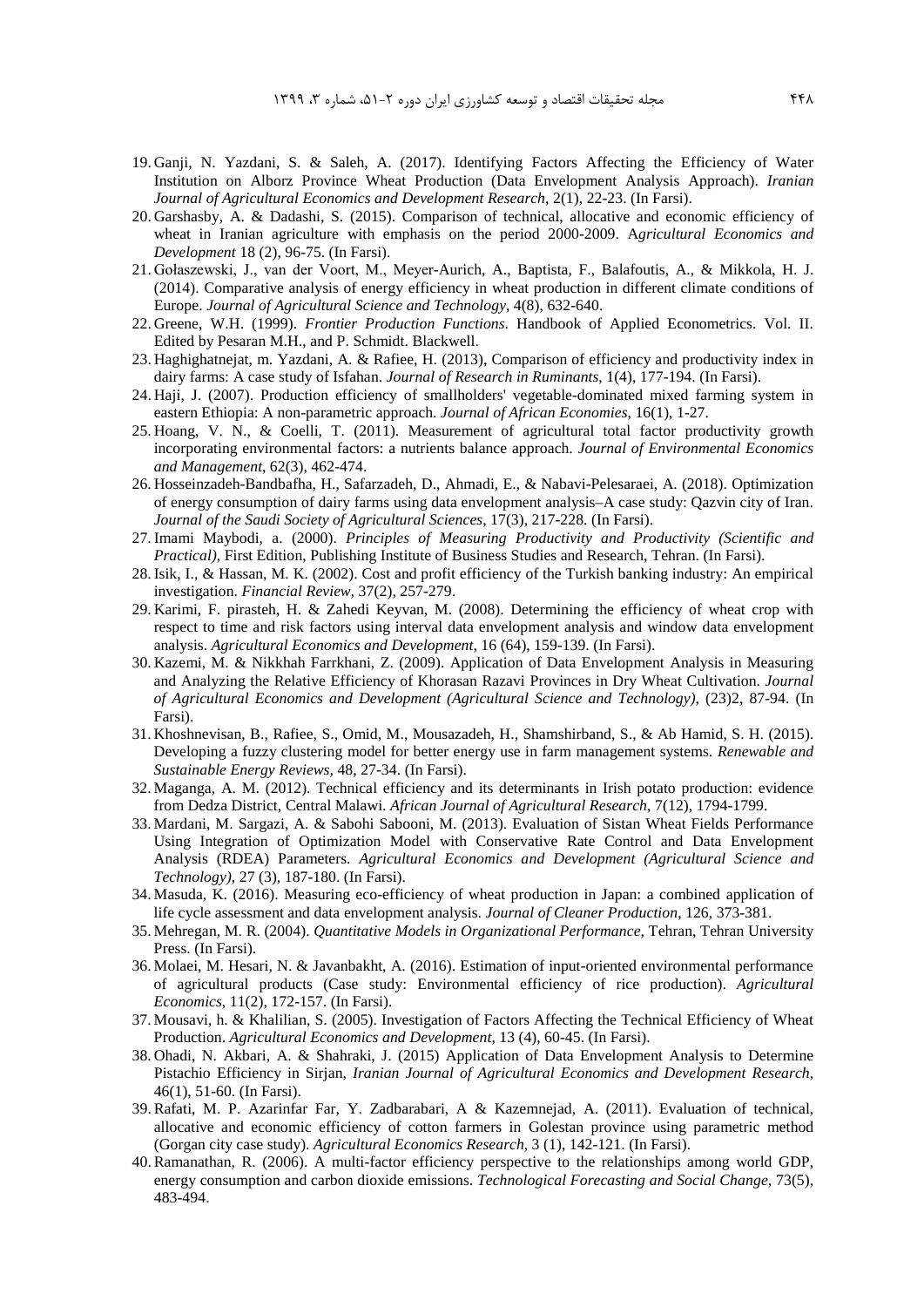19. Ganji, N. Yazdani, S. & Saleh, A. (2017). Identifying Factors Affecting the Efficiency of Water Institution on Alborz Province Wheat Production (Data Envelopment Analysis Approach). *Iranian Journal of Agricultural Economics and Development Research*, 2(1), 22-23. (In Farsi).
20. Garshasby, A. & Dadashi, S. (2015). Comparison of technical, allocative and economic efficiency of wheat in Iranian agriculture with emphasis on the period 2000-2009. A*gricultural Economics and Development* 18 (2), 96-75. (In Farsi).
21. Gołaszewski, J., van der Voort, M., Meyer-Aurich, A., Baptista, F., Balafoutis, A., & Mikkola, H. J. (2014). Comparative analysis of energy efficiency in wheat production in different climate conditions of Europe. *Journal of Agricultural Science and Technology*, 4(8), 632-640.
22. Greene, W.H. (1999). *Frontier Production Functions*. Handbook of Applied Econometrics. Vol. II. Edited by Pesaran M.H., and P. Schmidt. Blackwell.
23. Haghighatnejat, m. Yazdani, A. & Rafiee, H. (2013), Comparison of efficiency and productivity index in dairy farms: A case study of Isfahan. *Journal of Research in Ruminants*, 1(4), 177-194. (In Farsi).
24. Haji, J. (2007). Production efficiency of smallholders' vegetable-dominated mixed farming system in eastern Ethiopia: A non-parametric approach. *Journal of African Economies*, 16(1), 1-27.
25. Hoang, V. N., & Coelli, T. (2011). Measurement of agricultural total factor productivity growth incorporating environmental factors: a nutrients balance approach. *Journal of Environmental Economics and Management*, 62(3), 462-474.
26. Hosseinzadeh-Bandbafha, H., Safarzadeh, D., Ahmadi, E., & Nabavi-Pelesaraei, A. (2018). Optimization of energy consumption of dairy farms using data envelopment analysis–A case study: Qazvin city of Iran. *Journal of the Saudi Society of Agricultural Sciences*, 17(3), 217-228. (In Farsi).
27. Imami Maybodi, a. (2000). *Principles of Measuring Productivity and Productivity (Scientific and Practical)*, First Edition, Publishing Institute of Business Studies and Research, Tehran. (In Farsi).
28. Isik, I., & Hassan, M. K. (2002). Cost and profit efficiency of the Turkish banking industry: An empirical investigation. *Financial Review*, 37(2), 257-279.
29. Karimi, F. pirasteh, H. & Zahedi Keyvan, M. (2008). Determining the efficiency of wheat crop with respect to time and risk factors using interval data envelopment analysis and window data envelopment analysis. *Agricultural Economics and Development*, 16 (64), 159-139. (In Farsi).
30. Kazemi, M. & Nikkhah Farrkhani, Z. (2009). Application of Data Envelopment Analysis in Measuring and Analyzing the Relative Efficiency of Khorasan Razavi Provinces in Dry Wheat Cultivation. *Journal of Agricultural Economics and Development (Agricultural Science and Technology)*, (23)2, 87-94. (In Farsi).
31. Khoshnevisan, B., Rafiee, S., Omid, M., Mousazadeh, H., Shamshirband, S., & Ab Hamid, S. H. (2015). Developing a fuzzy clustering model for better energy use in farm management systems. *Renewable and Sustainable Energy Reviews*, 48, 27-34. (In Farsi).
32. Maganga, A. M. (2012). Technical efficiency and its determinants in Irish potato production: evidence from Dedza District, Central Malawi. *African Journal of Agricultural Research*, 7(12), 1794-1799.
33. Mardani, M. Sargazi, A. & Sabohi Sabooni, M. (2013). Evaluation of Sistan Wheat Fields Performance Using Integration of Optimization Model with Conservative Rate Control and Data Envelopment Analysis (RDEA) Parameters. *Agricultural Economics and Development (Agricultural Science and Technology)*, 27 (3), 187-180. (In Farsi).
34. Masuda, K. (2016). Measuring eco-efficiency of wheat production in Japan: a combined application of life cycle assessment and data envelopment analysis. *Journal of Cleaner Production*, 126, 373-381.
35. Mehregan, M. R. (2004). *Quantitative Models in Organizational Performance*, Tehran, Tehran University Press. (In Farsi).
36. Molaei, M. Hesari, N. & Javanbakht, A. (2016). Estimation of input-oriented environmental performance of agricultural products (Case study: Environmental efficiency of rice production). *Agricultural Economics*, 11(2), 172-157. (In Farsi).
37. Mousavi, h. & Khalilian, S. (2005). Investigation of Factors Affecting the Technical Efficiency of Wheat Production. *Agricultural Economics and Development*, 13 (4), 60-45. (In Farsi).
38. Ohadi, N. Akbari, A. & Shahraki, J. (2015) Application of Data Envelopment Analysis to Determine Pistachio Efficiency in Sirjan, *Iranian Journal of Agricultural Economics and Development Research*, 46(1), 51-60. (In Farsi).
39. Rafati, M. P. Azarinfar Far, Y. Zadbarabari, A & Kazemnejad, A. (2011). Evaluation of technical, allocative and economic efficiency of cotton farmers in Golestan province using parametric method (Gorgan city case study). *Agricultural Economics Research*, 3 (1), 142-121. (In Farsi).
40. Ramanathan, R. (2006). A multi-factor efficiency perspective to the relationships among world GDP, energy consumption and carbon dioxide emissions. *Technological Forecasting and Social Change*, 73(5), 483-494.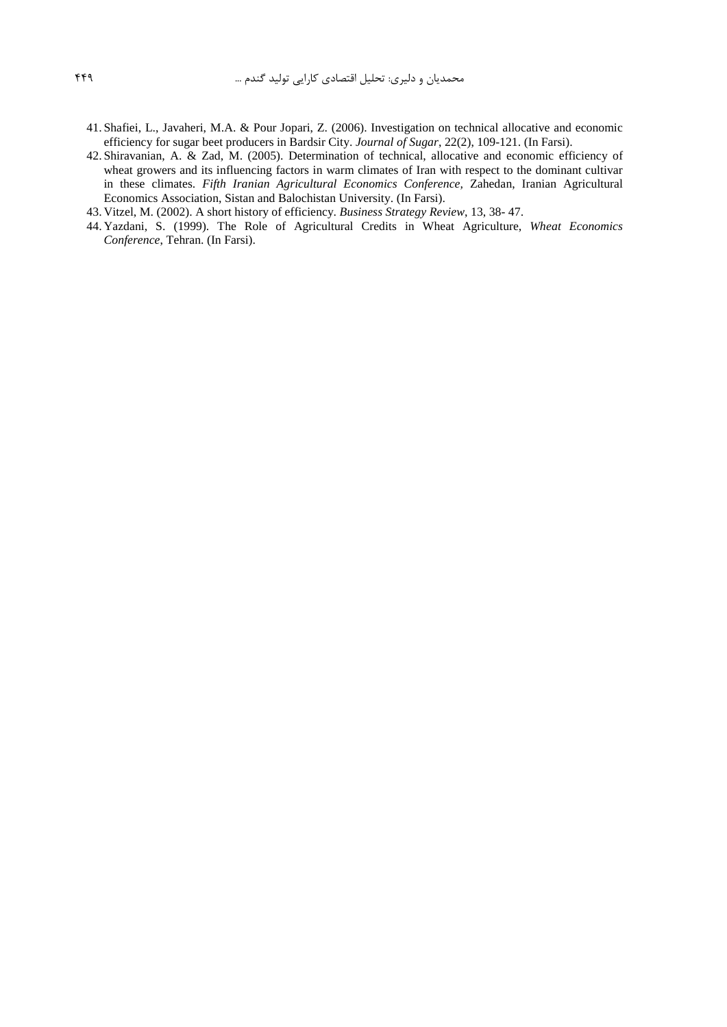41. Shafiei, L., Javaheri, M.A. & Pour Jopari, Z. (2006). Investigation on technical allocative and economic efficiency for sugar beet producers in Bardsir City. *Journal of Sugar*, 22(2), 109-121. (In Farsi).
42. Shiravanian, A. & Zad, M. (2005). Determination of technical, allocative and economic efficiency of wheat growers and its influencing factors in warm climates of Iran with respect to the dominant cultivar in these climates. *Fifth Iranian Agricultural Economics Conference*, Zahedan, Iranian Agricultural Economics Association, Sistan and Balochistan University. (In Farsi).
43. Vitzel, M. (2002). A short history of efficiency. *Business Strategy Review*, 13, 38- 47.
44. Yazdani, S. (1999). The Role of Agricultural Credits in Wheat Agriculture, *Wheat Economics Conference*, Tehran. (In Farsi).